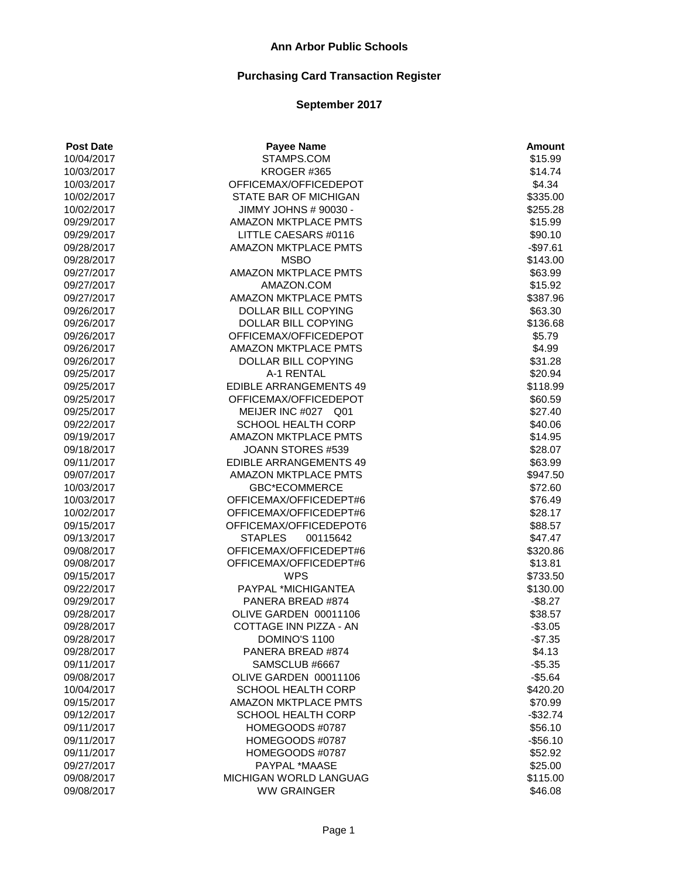# Ann Arbor Public Schools

## Purchasing Card Transaction Register

### September 2017

| Post Date | Payee Name | Amount |
|---|---|---|
| 10/04/2017 | STAMPS.COM | $15.99 |
| 10/03/2017 | KROGER #365 | $14.74 |
| 10/03/2017 | OFFICEMAX/OFFICEDEPOT | $4.34 |
| 10/02/2017 | STATE BAR OF MICHIGAN | $335.00 |
| 10/02/2017 | JIMMY JOHNS # 90030 - | $255.28 |
| 09/29/2017 | AMAZON MKTPLACE PMTS | $15.99 |
| 09/29/2017 | LITTLE CAESARS #0116 | $90.10 |
| 09/28/2017 | AMAZON MKTPLACE PMTS | -$97.61 |
| 09/28/2017 | MSBO | $143.00 |
| 09/27/2017 | AMAZON MKTPLACE PMTS | $63.99 |
| 09/27/2017 | AMAZON.COM | $15.92 |
| 09/27/2017 | AMAZON MKTPLACE PMTS | $387.96 |
| 09/26/2017 | DOLLAR BILL COPYING | $63.30 |
| 09/26/2017 | DOLLAR BILL COPYING | $136.68 |
| 09/26/2017 | OFFICEMAX/OFFICEDEPOT | $5.79 |
| 09/26/2017 | AMAZON MKTPLACE PMTS | $4.99 |
| 09/26/2017 | DOLLAR BILL COPYING | $31.28 |
| 09/25/2017 | A-1 RENTAL | $20.94 |
| 09/25/2017 | EDIBLE ARRANGEMENTS 49 | $118.99 |
| 09/25/2017 | OFFICEMAX/OFFICEDEPOT | $60.59 |
| 09/25/2017 | MEIJER INC #027 Q01 | $27.40 |
| 09/22/2017 | SCHOOL HEALTH CORP | $40.06 |
| 09/19/2017 | AMAZON MKTPLACE PMTS | $14.95 |
| 09/18/2017 | JOANN STORES #539 | $28.07 |
| 09/11/2017 | EDIBLE ARRANGEMENTS 49 | $63.99 |
| 09/07/2017 | AMAZON MKTPLACE PMTS | $947.50 |
| 10/03/2017 | GBC*ECOMMERCE | $72.60 |
| 10/03/2017 | OFFICEMAX/OFFICEDEPT#6 | $76.49 |
| 10/02/2017 | OFFICEMAX/OFFICEDEPT#6 | $28.17 |
| 09/15/2017 | OFFICEMAX/OFFICEDEPOT6 | $88.57 |
| 09/13/2017 | STAPLES 00115642 | $47.47 |
| 09/08/2017 | OFFICEMAX/OFFICEDEPT#6 | $320.86 |
| 09/08/2017 | OFFICEMAX/OFFICEDEPT#6 | $13.81 |
| 09/15/2017 | WPS | $733.50 |
| 09/22/2017 | PAYPAL *MICHIGANTEA | $130.00 |
| 09/29/2017 | PANERA BREAD #874 | -$8.27 |
| 09/28/2017 | OLIVE GARDEN 00011106 | $38.57 |
| 09/28/2017 | COTTAGE INN PIZZA - AN | -$3.05 |
| 09/28/2017 | DOMINO'S 1100 | -$7.35 |
| 09/28/2017 | PANERA BREAD #874 | $4.13 |
| 09/11/2017 | SAMSCLUB #6667 | -$5.35 |
| 09/08/2017 | OLIVE GARDEN 00011106 | -$5.64 |
| 10/04/2017 | SCHOOL HEALTH CORP | $420.20 |
| 09/15/2017 | AMAZON MKTPLACE PMTS | $70.99 |
| 09/12/2017 | SCHOOL HEALTH CORP | -$32.74 |
| 09/11/2017 | HOMEGOODS #0787 | $56.10 |
| 09/11/2017 | HOMEGOODS #0787 | -$56.10 |
| 09/11/2017 | HOMEGOODS #0787 | $52.92 |
| 09/27/2017 | PAYPAL *MAASE | $25.00 |
| 09/08/2017 | MICHIGAN WORLD LANGUAG | $115.00 |
| 09/08/2017 | WW GRAINGER | $46.08 |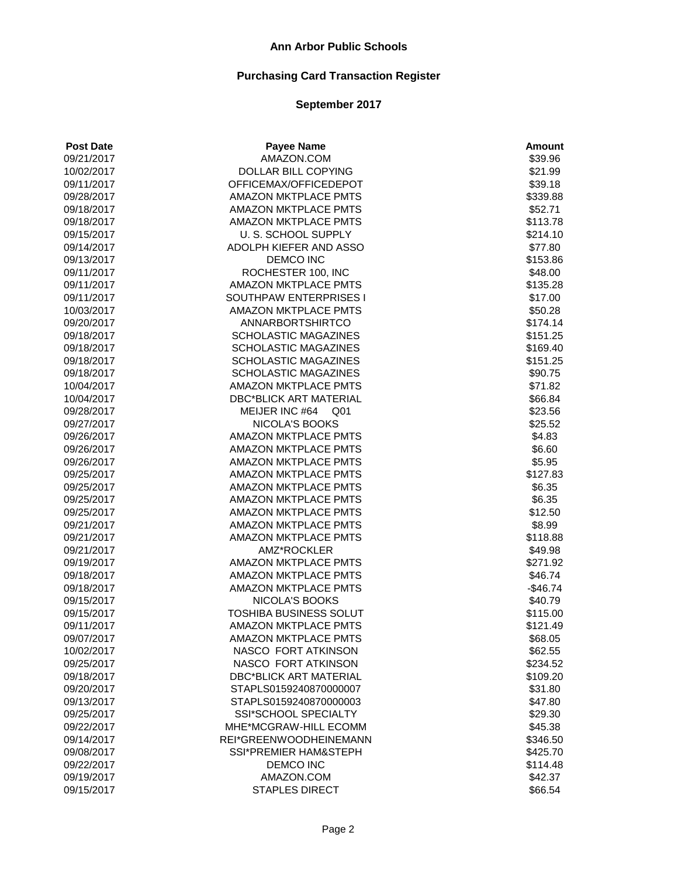# Ann Arbor Public Schools

## Purchasing Card Transaction Register

### September 2017

| Post Date | Payee Name | Amount |
|---|---|---|
| 09/21/2017 | AMAZON.COM | $39.96 |
| 10/02/2017 | DOLLAR BILL COPYING | $21.99 |
| 09/11/2017 | OFFICEMAX/OFFICEDEPOT | $39.18 |
| 09/28/2017 | AMAZON MKTPLACE PMTS | $339.88 |
| 09/18/2017 | AMAZON MKTPLACE PMTS | $52.71 |
| 09/18/2017 | AMAZON MKTPLACE PMTS | $113.78 |
| 09/15/2017 | U. S. SCHOOL SUPPLY | $214.10 |
| 09/14/2017 | ADOLPH KIEFER AND ASSO | $77.80 |
| 09/13/2017 | DEMCO INC | $153.86 |
| 09/11/2017 | ROCHESTER 100, INC | $48.00 |
| 09/11/2017 | AMAZON MKTPLACE PMTS | $135.28 |
| 09/11/2017 | SOUTHPAW ENTERPRISES I | $17.00 |
| 10/03/2017 | AMAZON MKTPLACE PMTS | $50.28 |
| 09/20/2017 | ANNARBORTSHIRTCO | $174.14 |
| 09/18/2017 | SCHOLASTIC MAGAZINES | $151.25 |
| 09/18/2017 | SCHOLASTIC MAGAZINES | $169.40 |
| 09/18/2017 | SCHOLASTIC MAGAZINES | $151.25 |
| 09/18/2017 | SCHOLASTIC MAGAZINES | $90.75 |
| 10/04/2017 | AMAZON MKTPLACE PMTS | $71.82 |
| 10/04/2017 | DBC*BLICK ART MATERIAL | $66.84 |
| 09/28/2017 | MEIJER INC #64 Q01 | $23.56 |
| 09/27/2017 | NICOLA'S BOOKS | $25.52 |
| 09/26/2017 | AMAZON MKTPLACE PMTS | $4.83 |
| 09/26/2017 | AMAZON MKTPLACE PMTS | $6.60 |
| 09/26/2017 | AMAZON MKTPLACE PMTS | $5.95 |
| 09/25/2017 | AMAZON MKTPLACE PMTS | $127.83 |
| 09/25/2017 | AMAZON MKTPLACE PMTS | $6.35 |
| 09/25/2017 | AMAZON MKTPLACE PMTS | $6.35 |
| 09/25/2017 | AMAZON MKTPLACE PMTS | $12.50 |
| 09/21/2017 | AMAZON MKTPLACE PMTS | $8.99 |
| 09/21/2017 | AMAZON MKTPLACE PMTS | $118.88 |
| 09/21/2017 | AMZ*ROCKLER | $49.98 |
| 09/19/2017 | AMAZON MKTPLACE PMTS | $271.92 |
| 09/18/2017 | AMAZON MKTPLACE PMTS | $46.74 |
| 09/18/2017 | AMAZON MKTPLACE PMTS | -$46.74 |
| 09/15/2017 | NICOLA'S BOOKS | $40.79 |
| 09/15/2017 | TOSHIBA BUSINESS SOLUT | $115.00 |
| 09/11/2017 | AMAZON MKTPLACE PMTS | $121.49 |
| 09/07/2017 | AMAZON MKTPLACE PMTS | $68.05 |
| 10/02/2017 | NASCO FORT ATKINSON | $62.55 |
| 09/25/2017 | NASCO FORT ATKINSON | $234.52 |
| 09/18/2017 | DBC*BLICK ART MATERIAL | $109.20 |
| 09/20/2017 | STAPLS0159240870000007 | $31.80 |
| 09/13/2017 | STAPLS0159240870000003 | $47.80 |
| 09/25/2017 | SSI*SCHOOL SPECIALTY | $29.30 |
| 09/22/2017 | MHE*MCGRAW-HILL ECOMM | $45.38 |
| 09/14/2017 | REI*GREENWOODHEINEMANN | $346.50 |
| 09/08/2017 | SSI*PREMIER HAM&STEPH | $425.70 |
| 09/22/2017 | DEMCO INC | $114.48 |
| 09/19/2017 | AMAZON.COM | $42.37 |
| 09/15/2017 | STAPLES DIRECT | $66.54 |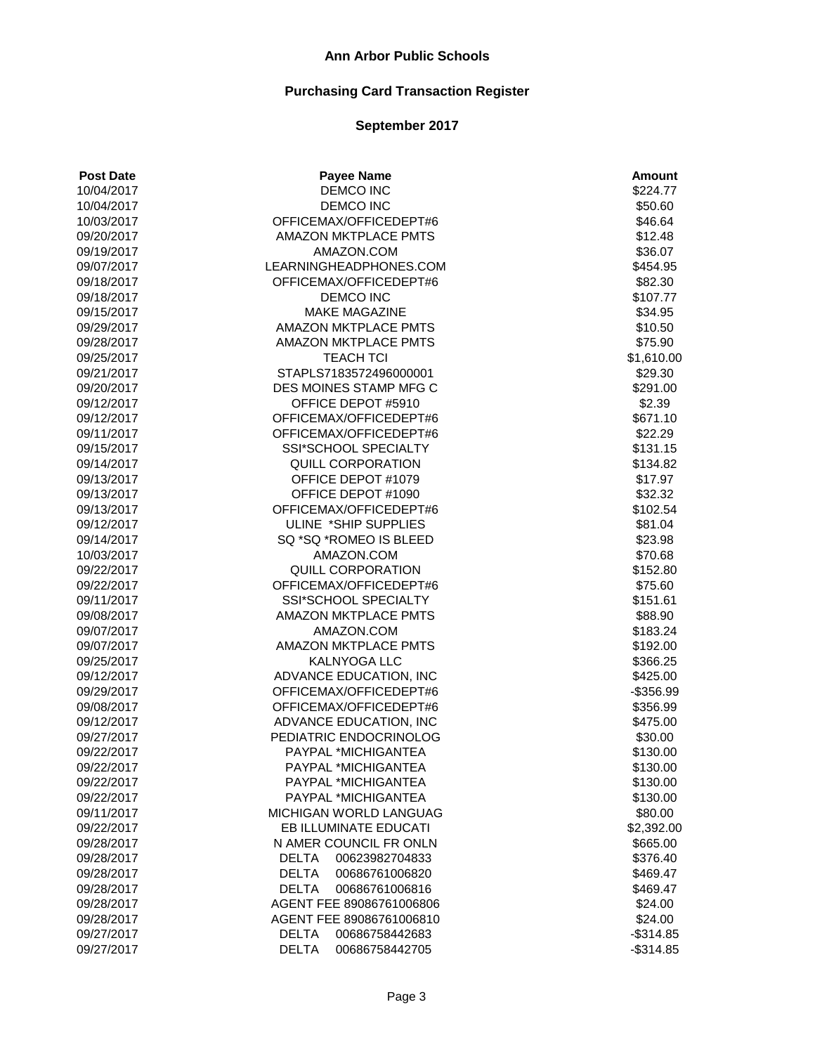# Ann Arbor Public Schools

## Purchasing Card Transaction Register

### September 2017

| Post Date | Payee Name | Amount |
|---|---|---|
| 10/04/2017 | DEMCO INC | $224.77 |
| 10/04/2017 | DEMCO INC | $50.60 |
| 10/03/2017 | OFFICEMAX/OFFICEDEPT#6 | $46.64 |
| 09/20/2017 | AMAZON MKTPLACE PMTS | $12.48 |
| 09/19/2017 | AMAZON.COM | $36.07 |
| 09/07/2017 | LEARNINGHEADPHONES.COM | $454.95 |
| 09/18/2017 | OFFICEMAX/OFFICEDEPT#6 | $82.30 |
| 09/18/2017 | DEMCO INC | $107.77 |
| 09/15/2017 | MAKE MAGAZINE | $34.95 |
| 09/29/2017 | AMAZON MKTPLACE PMTS | $10.50 |
| 09/28/2017 | AMAZON MKTPLACE PMTS | $75.90 |
| 09/25/2017 | TEACH TCI | $1,610.00 |
| 09/21/2017 | STAPLS7183572496000001 | $29.30 |
| 09/20/2017 | DES MOINES STAMP MFG C | $291.00 |
| 09/12/2017 | OFFICE DEPOT #5910 | $2.39 |
| 09/12/2017 | OFFICEMAX/OFFICEDEPT#6 | $671.10 |
| 09/11/2017 | OFFICEMAX/OFFICEDEPT#6 | $22.29 |
| 09/15/2017 | SSI*SCHOOL SPECIALTY | $131.15 |
| 09/14/2017 | QUILL CORPORATION | $134.82 |
| 09/13/2017 | OFFICE DEPOT #1079 | $17.97 |
| 09/13/2017 | OFFICE DEPOT #1090 | $32.32 |
| 09/13/2017 | OFFICEMAX/OFFICEDEPT#6 | $102.54 |
| 09/12/2017 | ULINE *SHIP SUPPLIES | $81.04 |
| 09/14/2017 | SQ *SQ *ROMEO IS BLEED | $23.98 |
| 10/03/2017 | AMAZON.COM | $70.68 |
| 09/22/2017 | QUILL CORPORATION | $152.80 |
| 09/22/2017 | OFFICEMAX/OFFICEDEPT#6 | $75.60 |
| 09/11/2017 | SSI*SCHOOL SPECIALTY | $151.61 |
| 09/08/2017 | AMAZON MKTPLACE PMTS | $88.90 |
| 09/07/2017 | AMAZON.COM | $183.24 |
| 09/07/2017 | AMAZON MKTPLACE PMTS | $192.00 |
| 09/25/2017 | KALNYOGA LLC | $366.25 |
| 09/12/2017 | ADVANCE EDUCATION, INC | $425.00 |
| 09/29/2017 | OFFICEMAX/OFFICEDEPT#6 | -$356.99 |
| 09/08/2017 | OFFICEMAX/OFFICEDEPT#6 | $356.99 |
| 09/12/2017 | ADVANCE EDUCATION, INC | $475.00 |
| 09/27/2017 | PEDIATRIC ENDOCRINOLOG | $30.00 |
| 09/22/2017 | PAYPAL *MICHIGANTEA | $130.00 |
| 09/22/2017 | PAYPAL *MICHIGANTEA | $130.00 |
| 09/22/2017 | PAYPAL *MICHIGANTEA | $130.00 |
| 09/22/2017 | PAYPAL *MICHIGANTEA | $130.00 |
| 09/11/2017 | MICHIGAN WORLD LANGUAG | $80.00 |
| 09/22/2017 | EB ILLUMINATE EDUCATI | $2,392.00 |
| 09/28/2017 | N AMER COUNCIL FR ONLN | $665.00 |
| 09/28/2017 | DELTA 00623982704833 | $376.40 |
| 09/28/2017 | DELTA 00686761006820 | $469.47 |
| 09/28/2017 | DELTA 00686761006816 | $469.47 |
| 09/28/2017 | AGENT FEE 89086761006806 | $24.00 |
| 09/28/2017 | AGENT FEE 89086761006810 | $24.00 |
| 09/27/2017 | DELTA 00686758442683 | -$314.85 |
| 09/27/2017 | DELTA 00686758442705 | -$314.85 |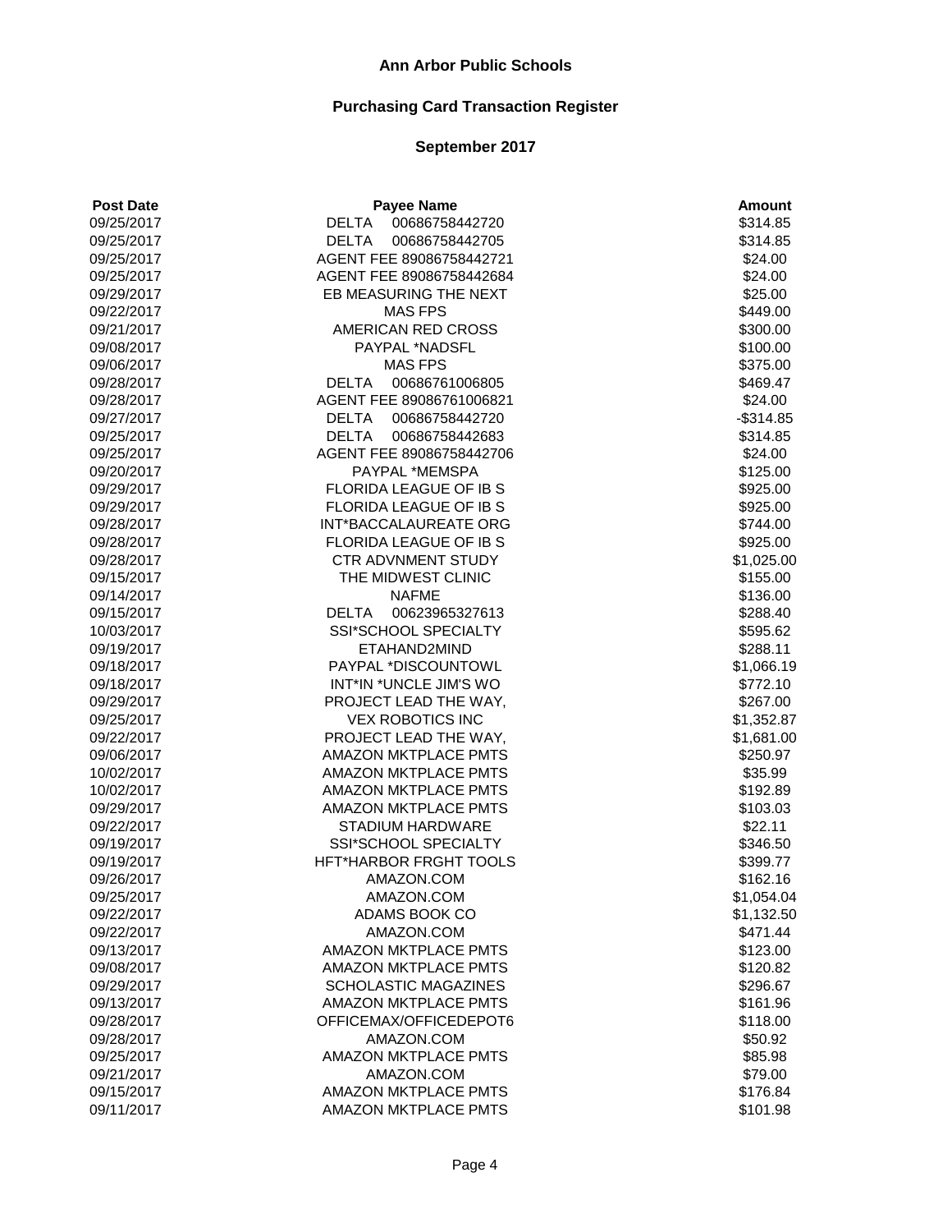# Ann Arbor Public Schools

## Purchasing Card Transaction Register

### September 2017

| Post Date | Payee Name | Amount |
|---|---|---|
| 09/25/2017 | DELTA 00686758442720 | $314.85 |
| 09/25/2017 | DELTA 00686758442705 | $314.85 |
| 09/25/2017 | AGENT FEE 89086758442721 | $24.00 |
| 09/25/2017 | AGENT FEE 89086758442684 | $24.00 |
| 09/29/2017 | EB MEASURING THE NEXT | $25.00 |
| 09/22/2017 | MAS FPS | $449.00 |
| 09/21/2017 | AMERICAN RED CROSS | $300.00 |
| 09/08/2017 | PAYPAL *NADSFL | $100.00 |
| 09/06/2017 | MAS FPS | $375.00 |
| 09/28/2017 | DELTA 00686761006805 | $469.47 |
| 09/28/2017 | AGENT FEE 89086761006821 | $24.00 |
| 09/27/2017 | DELTA 00686758442720 | -$314.85 |
| 09/25/2017 | DELTA 00686758442683 | $314.85 |
| 09/25/2017 | AGENT FEE 89086758442706 | $24.00 |
| 09/20/2017 | PAYPAL *MEMSPA | $125.00 |
| 09/29/2017 | FLORIDA LEAGUE OF IB S | $925.00 |
| 09/29/2017 | FLORIDA LEAGUE OF IB S | $925.00 |
| 09/28/2017 | INT*BACCALAUREATE ORG | $744.00 |
| 09/28/2017 | FLORIDA LEAGUE OF IB S | $925.00 |
| 09/28/2017 | CTR ADVNMENT STUDY | $1,025.00 |
| 09/15/2017 | THE MIDWEST CLINIC | $155.00 |
| 09/14/2017 | NAFME | $136.00 |
| 09/15/2017 | DELTA 00623965327613 | $288.40 |
| 10/03/2017 | SSI*SCHOOL SPECIALTY | $595.62 |
| 09/19/2017 | ETAHAND2MIND | $288.11 |
| 09/18/2017 | PAYPAL *DISCOUNTOWL | $1,066.19 |
| 09/18/2017 | INT*IN *UNCLE JIM'S WO | $772.10 |
| 09/29/2017 | PROJECT LEAD THE WAY, | $267.00 |
| 09/25/2017 | VEX ROBOTICS INC | $1,352.87 |
| 09/22/2017 | PROJECT LEAD THE WAY, | $1,681.00 |
| 09/06/2017 | AMAZON MKTPLACE PMTS | $250.97 |
| 10/02/2017 | AMAZON MKTPLACE PMTS | $35.99 |
| 10/02/2017 | AMAZON MKTPLACE PMTS | $192.89 |
| 09/29/2017 | AMAZON MKTPLACE PMTS | $103.03 |
| 09/22/2017 | STADIUM HARDWARE | $22.11 |
| 09/19/2017 | SSI*SCHOOL SPECIALTY | $346.50 |
| 09/19/2017 | HFT*HARBOR FRGHT TOOLS | $399.77 |
| 09/26/2017 | AMAZON.COM | $162.16 |
| 09/25/2017 | AMAZON.COM | $1,054.04 |
| 09/22/2017 | ADAMS BOOK CO | $1,132.50 |
| 09/22/2017 | AMAZON.COM | $471.44 |
| 09/13/2017 | AMAZON MKTPLACE PMTS | $123.00 |
| 09/08/2017 | AMAZON MKTPLACE PMTS | $120.82 |
| 09/29/2017 | SCHOLASTIC MAGAZINES | $296.67 |
| 09/13/2017 | AMAZON MKTPLACE PMTS | $161.96 |
| 09/28/2017 | OFFICEMAX/OFFICEDEPOT6 | $118.00 |
| 09/28/2017 | AMAZON.COM | $50.92 |
| 09/25/2017 | AMAZON MKTPLACE PMTS | $85.98 |
| 09/21/2017 | AMAZON.COM | $79.00 |
| 09/15/2017 | AMAZON MKTPLACE PMTS | $176.84 |
| 09/11/2017 | AMAZON MKTPLACE PMTS | $101.98 |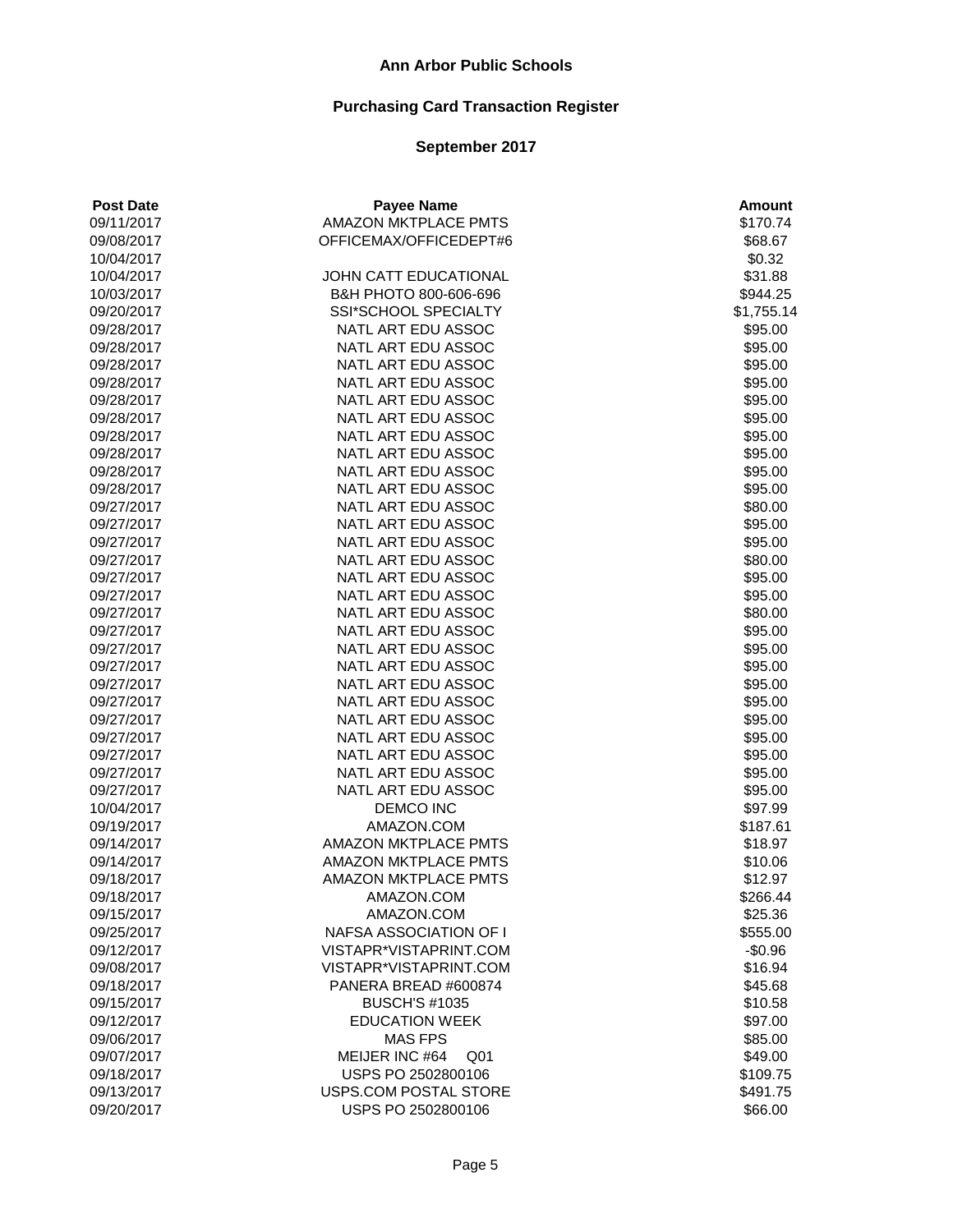# Ann Arbor Public Schools

## Purchasing Card Transaction Register

### September 2017

| Post Date | Payee Name | Amount |
|---|---|---|
| 09/11/2017 | AMAZON MKTPLACE PMTS | $170.74 |
| 09/08/2017 | OFFICEMAX/OFFICEDEPT#6 | $68.67 |
| 10/04/2017 | | $0.32 |
| 10/04/2017 | JOHN CATT EDUCATIONAL | $31.88 |
| 10/03/2017 | B&H PHOTO 800-606-696 | $944.25 |
| 09/20/2017 | SSI*SCHOOL SPECIALTY | $1,755.14 |
| 09/28/2017 | NATL ART EDU ASSOC | $95.00 |
| 09/28/2017 | NATL ART EDU ASSOC | $95.00 |
| 09/28/2017 | NATL ART EDU ASSOC | $95.00 |
| 09/28/2017 | NATL ART EDU ASSOC | $95.00 |
| 09/28/2017 | NATL ART EDU ASSOC | $95.00 |
| 09/28/2017 | NATL ART EDU ASSOC | $95.00 |
| 09/28/2017 | NATL ART EDU ASSOC | $95.00 |
| 09/28/2017 | NATL ART EDU ASSOC | $95.00 |
| 09/28/2017 | NATL ART EDU ASSOC | $95.00 |
| 09/28/2017 | NATL ART EDU ASSOC | $95.00 |
| 09/27/2017 | NATL ART EDU ASSOC | $80.00 |
| 09/27/2017 | NATL ART EDU ASSOC | $95.00 |
| 09/27/2017 | NATL ART EDU ASSOC | $95.00 |
| 09/27/2017 | NATL ART EDU ASSOC | $80.00 |
| 09/27/2017 | NATL ART EDU ASSOC | $95.00 |
| 09/27/2017 | NATL ART EDU ASSOC | $95.00 |
| 09/27/2017 | NATL ART EDU ASSOC | $80.00 |
| 09/27/2017 | NATL ART EDU ASSOC | $95.00 |
| 09/27/2017 | NATL ART EDU ASSOC | $95.00 |
| 09/27/2017 | NATL ART EDU ASSOC | $95.00 |
| 09/27/2017 | NATL ART EDU ASSOC | $95.00 |
| 09/27/2017 | NATL ART EDU ASSOC | $95.00 |
| 09/27/2017 | NATL ART EDU ASSOC | $95.00 |
| 09/27/2017 | NATL ART EDU ASSOC | $95.00 |
| 09/27/2017 | NATL ART EDU ASSOC | $95.00 |
| 09/27/2017 | NATL ART EDU ASSOC | $95.00 |
| 09/27/2017 | NATL ART EDU ASSOC | $95.00 |
| 10/04/2017 | DEMCO INC | $97.99 |
| 09/19/2017 | AMAZON.COM | $187.61 |
| 09/14/2017 | AMAZON MKTPLACE PMTS | $18.97 |
| 09/14/2017 | AMAZON MKTPLACE PMTS | $10.06 |
| 09/18/2017 | AMAZON MKTPLACE PMTS | $12.97 |
| 09/18/2017 | AMAZON.COM | $266.44 |
| 09/15/2017 | AMAZON.COM | $25.36 |
| 09/25/2017 | NAFSA ASSOCIATION OF I | $555.00 |
| 09/12/2017 | VISTAPR*VISTAPRINT.COM | -$0.96 |
| 09/08/2017 | VISTAPR*VISTAPRINT.COM | $16.94 |
| 09/18/2017 | PANERA BREAD #600874 | $45.68 |
| 09/15/2017 | BUSCH'S #1035 | $10.58 |
| 09/12/2017 | EDUCATION WEEK | $97.00 |
| 09/06/2017 | MAS FPS | $85.00 |
| 09/07/2017 | MEIJER INC #64 Q01 | $49.00 |
| 09/18/2017 | USPS PO 2502800106 | $109.75 |
| 09/13/2017 | USPS.COM POSTAL STORE | $491.75 |
| 09/20/2017 | USPS PO 2502800106 | $66.00 |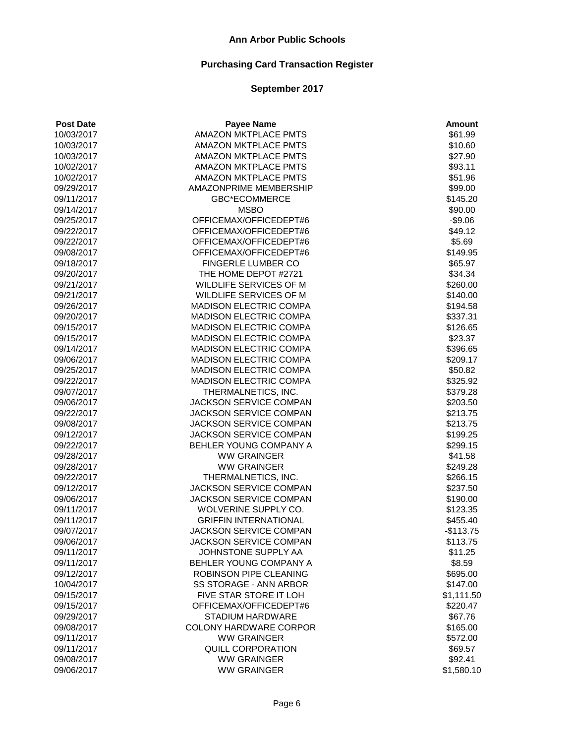# Ann Arbor Public Schools

## Purchasing Card Transaction Register

### September 2017

| Post Date | Payee Name | Amount |
|---|---|---|
| 10/03/2017 | AMAZON MKTPLACE PMTS | $61.99 |
| 10/03/2017 | AMAZON MKTPLACE PMTS | $10.60 |
| 10/03/2017 | AMAZON MKTPLACE PMTS | $27.90 |
| 10/02/2017 | AMAZON MKTPLACE PMTS | $93.11 |
| 10/02/2017 | AMAZON MKTPLACE PMTS | $51.96 |
| 09/29/2017 | AMAZONPRIME MEMBERSHIP | $99.00 |
| 09/11/2017 | GBC*ECOMMERCE | $145.20 |
| 09/14/2017 | MSBO | $90.00 |
| 09/25/2017 | OFFICEMAX/OFFICEDEPT#6 | -$9.06 |
| 09/22/2017 | OFFICEMAX/OFFICEDEPT#6 | $49.12 |
| 09/22/2017 | OFFICEMAX/OFFICEDEPT#6 | $5.69 |
| 09/08/2017 | OFFICEMAX/OFFICEDEPT#6 | $149.95 |
| 09/18/2017 | FINGERLE LUMBER CO | $65.97 |
| 09/20/2017 | THE HOME DEPOT #2721 | $34.34 |
| 09/21/2017 | WILDLIFE SERVICES OF M | $260.00 |
| 09/21/2017 | WILDLIFE SERVICES OF M | $140.00 |
| 09/26/2017 | MADISON ELECTRIC COMPA | $194.58 |
| 09/20/2017 | MADISON ELECTRIC COMPA | $337.31 |
| 09/15/2017 | MADISON ELECTRIC COMPA | $126.65 |
| 09/15/2017 | MADISON ELECTRIC COMPA | $23.37 |
| 09/14/2017 | MADISON ELECTRIC COMPA | $396.65 |
| 09/06/2017 | MADISON ELECTRIC COMPA | $209.17 |
| 09/25/2017 | MADISON ELECTRIC COMPA | $50.82 |
| 09/22/2017 | MADISON ELECTRIC COMPA | $325.92 |
| 09/07/2017 | THERMALNETICS, INC. | $379.28 |
| 09/06/2017 | JACKSON SERVICE COMPAN | $203.50 |
| 09/22/2017 | JACKSON SERVICE COMPAN | $213.75 |
| 09/08/2017 | JACKSON SERVICE COMPAN | $213.75 |
| 09/12/2017 | JACKSON SERVICE COMPAN | $199.25 |
| 09/22/2017 | BEHLER YOUNG COMPANY A | $299.15 |
| 09/28/2017 | WW GRAINGER | $41.58 |
| 09/28/2017 | WW GRAINGER | $249.28 |
| 09/22/2017 | THERMALNETICS, INC. | $266.15 |
| 09/12/2017 | JACKSON SERVICE COMPAN | $237.50 |
| 09/06/2017 | JACKSON SERVICE COMPAN | $190.00 |
| 09/11/2017 | WOLVERINE SUPPLY CO. | $123.35 |
| 09/11/2017 | GRIFFIN INTERNATIONAL | $455.40 |
| 09/07/2017 | JACKSON SERVICE COMPAN | -$113.75 |
| 09/06/2017 | JACKSON SERVICE COMPAN | $113.75 |
| 09/11/2017 | JOHNSTONE SUPPLY AA | $11.25 |
| 09/11/2017 | BEHLER YOUNG COMPANY A | $8.59 |
| 09/12/2017 | ROBINSON PIPE CLEANING | $695.00 |
| 10/04/2017 | SS STORAGE - ANN ARBOR | $147.00 |
| 09/15/2017 | FIVE STAR STORE IT LOH | $1,111.50 |
| 09/15/2017 | OFFICEMAX/OFFICEDEPT#6 | $220.47 |
| 09/29/2017 | STADIUM HARDWARE | $67.76 |
| 09/08/2017 | COLONY HARDWARE CORPOR | $165.00 |
| 09/11/2017 | WW GRAINGER | $572.00 |
| 09/11/2017 | QUILL CORPORATION | $69.57 |
| 09/08/2017 | WW GRAINGER | $92.41 |
| 09/06/2017 | WW GRAINGER | $1,580.10 |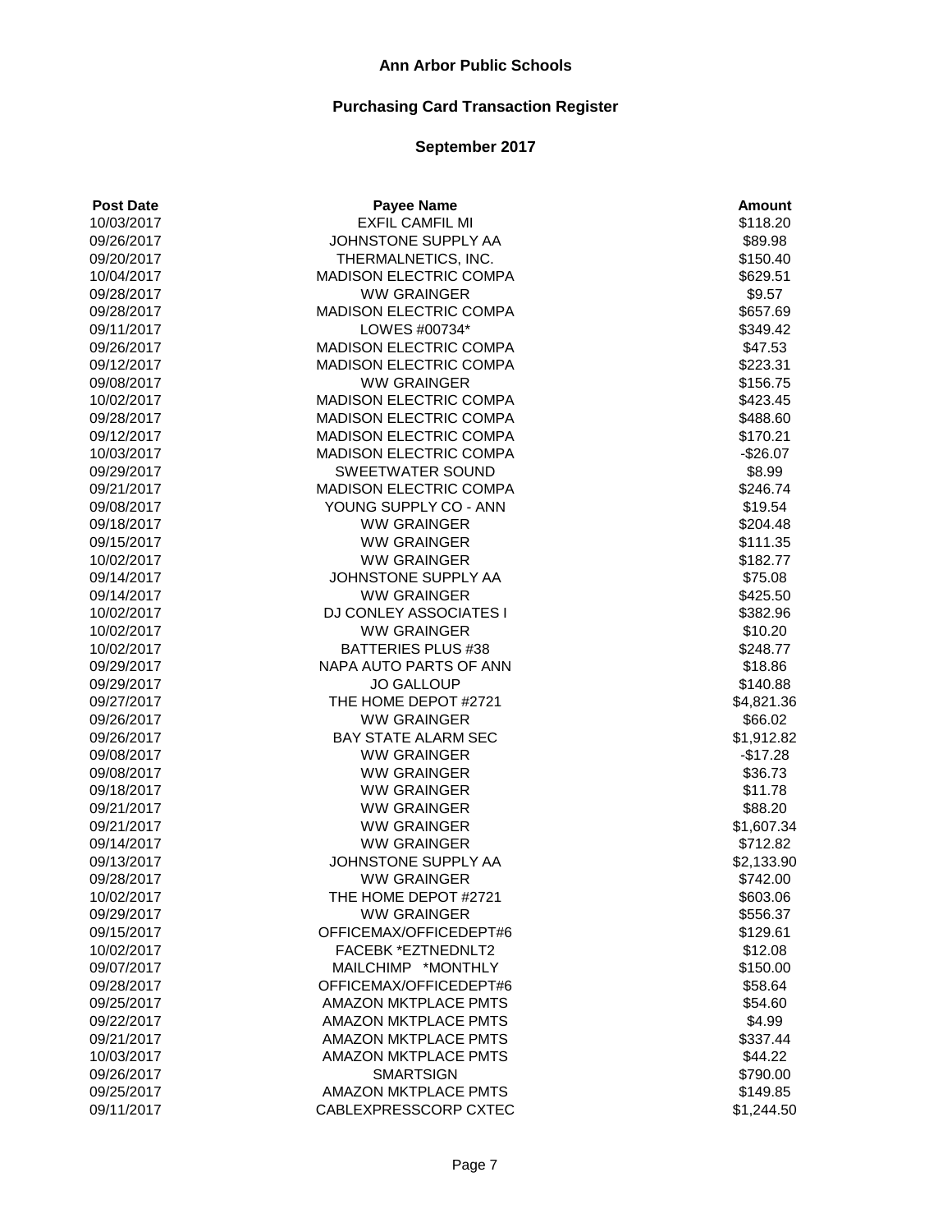# Ann Arbor Public Schools

## Purchasing Card Transaction Register

### September 2017

| Post Date | Payee Name | Amount |
|---|---|---|
| 10/03/2017 | EXFIL CAMFIL MI | $118.20 |
| 09/26/2017 | JOHNSTONE SUPPLY AA | $89.98 |
| 09/20/2017 | THERMALNETICS, INC. | $150.40 |
| 10/04/2017 | MADISON ELECTRIC COMPA | $629.51 |
| 09/28/2017 | WW GRAINGER | $9.57 |
| 09/28/2017 | MADISON ELECTRIC COMPA | $657.69 |
| 09/11/2017 | LOWES #00734* | $349.42 |
| 09/26/2017 | MADISON ELECTRIC COMPA | $47.53 |
| 09/12/2017 | MADISON ELECTRIC COMPA | $223.31 |
| 09/08/2017 | WW GRAINGER | $156.75 |
| 10/02/2017 | MADISON ELECTRIC COMPA | $423.45 |
| 09/28/2017 | MADISON ELECTRIC COMPA | $488.60 |
| 09/12/2017 | MADISON ELECTRIC COMPA | $170.21 |
| 10/03/2017 | MADISON ELECTRIC COMPA | -$26.07 |
| 09/29/2017 | SWEETWATER SOUND | $8.99 |
| 09/21/2017 | MADISON ELECTRIC COMPA | $246.74 |
| 09/08/2017 | YOUNG SUPPLY CO - ANN | $19.54 |
| 09/18/2017 | WW GRAINGER | $204.48 |
| 09/15/2017 | WW GRAINGER | $111.35 |
| 10/02/2017 | WW GRAINGER | $182.77 |
| 09/14/2017 | JOHNSTONE SUPPLY AA | $75.08 |
| 09/14/2017 | WW GRAINGER | $425.50 |
| 10/02/2017 | DJ CONLEY ASSOCIATES I | $382.96 |
| 10/02/2017 | WW GRAINGER | $10.20 |
| 10/02/2017 | BATTERIES PLUS #38 | $248.77 |
| 09/29/2017 | NAPA AUTO PARTS OF ANN | $18.86 |
| 09/29/2017 | JO GALLOUP | $140.88 |
| 09/27/2017 | THE HOME DEPOT #2721 | $4,821.36 |
| 09/26/2017 | WW GRAINGER | $66.02 |
| 09/26/2017 | BAY STATE ALARM SEC | $1,912.82 |
| 09/08/2017 | WW GRAINGER | -$17.28 |
| 09/08/2017 | WW GRAINGER | $36.73 |
| 09/18/2017 | WW GRAINGER | $11.78 |
| 09/21/2017 | WW GRAINGER | $88.20 |
| 09/21/2017 | WW GRAINGER | $1,607.34 |
| 09/14/2017 | WW GRAINGER | $712.82 |
| 09/13/2017 | JOHNSTONE SUPPLY AA | $2,133.90 |
| 09/28/2017 | WW GRAINGER | $742.00 |
| 10/02/2017 | THE HOME DEPOT #2721 | $603.06 |
| 09/29/2017 | WW GRAINGER | $556.37 |
| 09/15/2017 | OFFICEMAX/OFFICEDEPT#6 | $129.61 |
| 10/02/2017 | FACEBK *EZTNEDNLT2 | $12.08 |
| 09/07/2017 | MAILCHIMP *MONTHLY | $150.00 |
| 09/28/2017 | OFFICEMAX/OFFICEDEPT#6 | $58.64 |
| 09/25/2017 | AMAZON MKTPLACE PMTS | $54.60 |
| 09/22/2017 | AMAZON MKTPLACE PMTS | $4.99 |
| 09/21/2017 | AMAZON MKTPLACE PMTS | $337.44 |
| 10/03/2017 | AMAZON MKTPLACE PMTS | $44.22 |
| 09/26/2017 | SMARTSIGN | $790.00 |
| 09/25/2017 | AMAZON MKTPLACE PMTS | $149.85 |
| 09/11/2017 | CABLEXPRESSCORP CXTEC | $1,244.50 |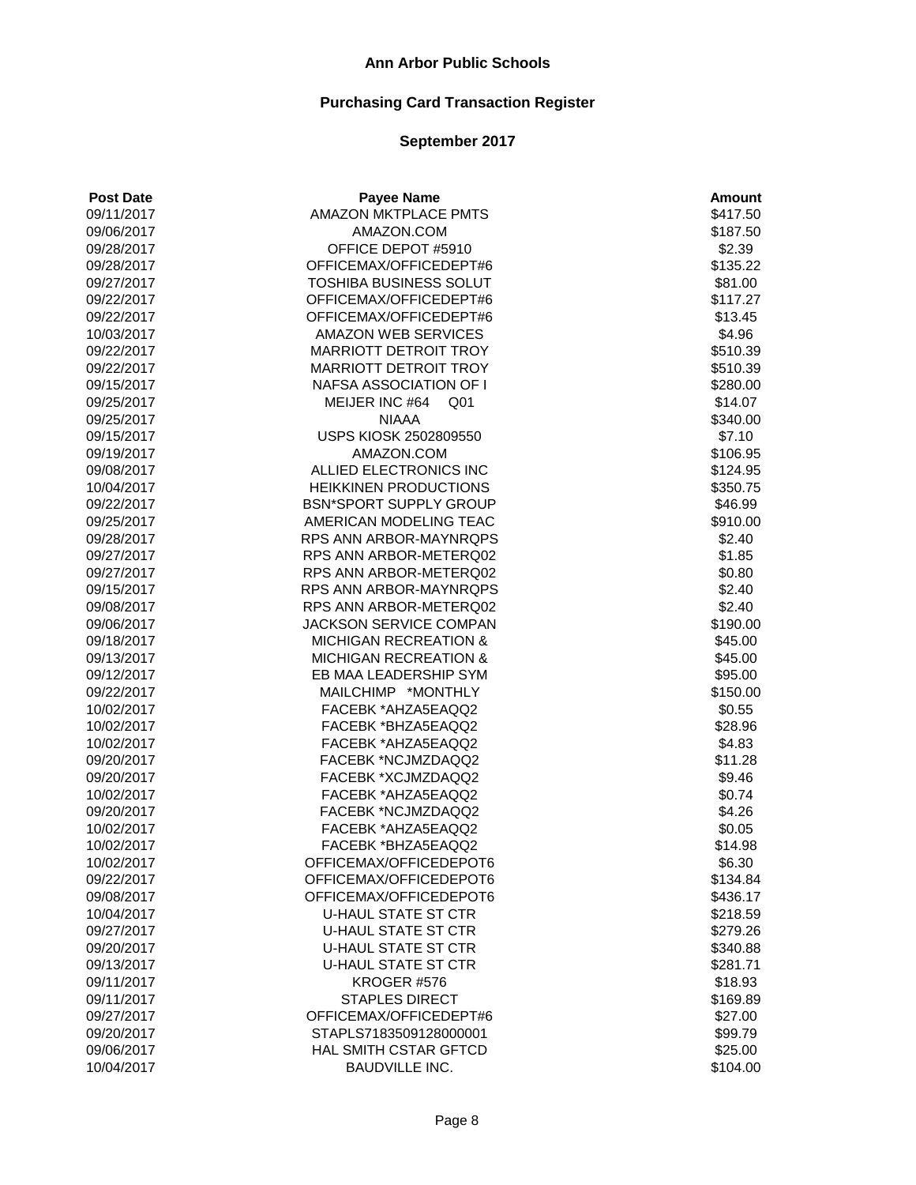# Ann Arbor Public Schools

## Purchasing Card Transaction Register

### September 2017

| Post Date | Payee Name | Amount |
|---|---|---|
| 09/11/2017 | AMAZON MKTPLACE PMTS | $417.50 |
| 09/06/2017 | AMAZON.COM | $187.50 |
| 09/28/2017 | OFFICE DEPOT #5910 | $2.39 |
| 09/28/2017 | OFFICEMAX/OFFICEDEPT#6 | $135.22 |
| 09/27/2017 | TOSHIBA BUSINESS SOLUT | $81.00 |
| 09/22/2017 | OFFICEMAX/OFFICEDEPT#6 | $117.27 |
| 09/22/2017 | OFFICEMAX/OFFICEDEPT#6 | $13.45 |
| 10/03/2017 | AMAZON WEB SERVICES | $4.96 |
| 09/22/2017 | MARRIOTT DETROIT TROY | $510.39 |
| 09/22/2017 | MARRIOTT DETROIT TROY | $510.39 |
| 09/15/2017 | NAFSA ASSOCIATION OF I | $280.00 |
| 09/25/2017 | MEIJER INC #64 Q01 | $14.07 |
| 09/25/2017 | NIAAA | $340.00 |
| 09/15/2017 | USPS KIOSK 2502809550 | $7.10 |
| 09/19/2017 | AMAZON.COM | $106.95 |
| 09/08/2017 | ALLIED ELECTRONICS INC | $124.95 |
| 10/04/2017 | HEIKKINEN PRODUCTIONS | $350.75 |
| 09/22/2017 | BSN*SPORT SUPPLY GROUP | $46.99 |
| 09/25/2017 | AMERICAN MODELING TEAC | $910.00 |
| 09/28/2017 | RPS ANN ARBOR-MAYNRQPS | $2.40 |
| 09/27/2017 | RPS ANN ARBOR-METERQ02 | $1.85 |
| 09/27/2017 | RPS ANN ARBOR-METERQ02 | $0.80 |
| 09/15/2017 | RPS ANN ARBOR-MAYNRQPS | $2.40 |
| 09/08/2017 | RPS ANN ARBOR-METERQ02 | $2.40 |
| 09/06/2017 | JACKSON SERVICE COMPAN | $190.00 |
| 09/18/2017 | MICHIGAN RECREATION & | $45.00 |
| 09/13/2017 | MICHIGAN RECREATION & | $45.00 |
| 09/12/2017 | EB MAA LEADERSHIP SYM | $95.00 |
| 09/22/2017 | MAILCHIMP *MONTHLY | $150.00 |
| 10/02/2017 | FACEBK *AHZA5EAQQ2 | $0.55 |
| 10/02/2017 | FACEBK *BHZA5EAQQ2 | $28.96 |
| 10/02/2017 | FACEBK *AHZA5EAQQ2 | $4.83 |
| 09/20/2017 | FACEBK *NCJMZDAQQ2 | $11.28 |
| 09/20/2017 | FACEBK *XCJMZDAQQ2 | $9.46 |
| 10/02/2017 | FACEBK *AHZA5EAQQ2 | $0.74 |
| 09/20/2017 | FACEBK *NCJMZDAQQ2 | $4.26 |
| 10/02/2017 | FACEBK *AHZA5EAQQ2 | $0.05 |
| 10/02/2017 | FACEBK *BHZA5EAQQ2 | $14.98 |
| 10/02/2017 | OFFICEMAX/OFFICEDEPOT6 | $6.30 |
| 09/22/2017 | OFFICEMAX/OFFICEDEPOT6 | $134.84 |
| 09/08/2017 | OFFICEMAX/OFFICEDEPOT6 | $436.17 |
| 10/04/2017 | U-HAUL STATE ST CTR | $218.59 |
| 09/27/2017 | U-HAUL STATE ST CTR | $279.26 |
| 09/20/2017 | U-HAUL STATE ST CTR | $340.88 |
| 09/13/2017 | U-HAUL STATE ST CTR | $281.71 |
| 09/11/2017 | KROGER #576 | $18.93 |
| 09/11/2017 | STAPLES DIRECT | $169.89 |
| 09/27/2017 | OFFICEMAX/OFFICEDEPT#6 | $27.00 |
| 09/20/2017 | STAPLS7183509128000001 | $99.79 |
| 09/06/2017 | HAL SMITH CSTAR GFTCD | $25.00 |
| 10/04/2017 | BAUDVILLE INC. | $104.00 |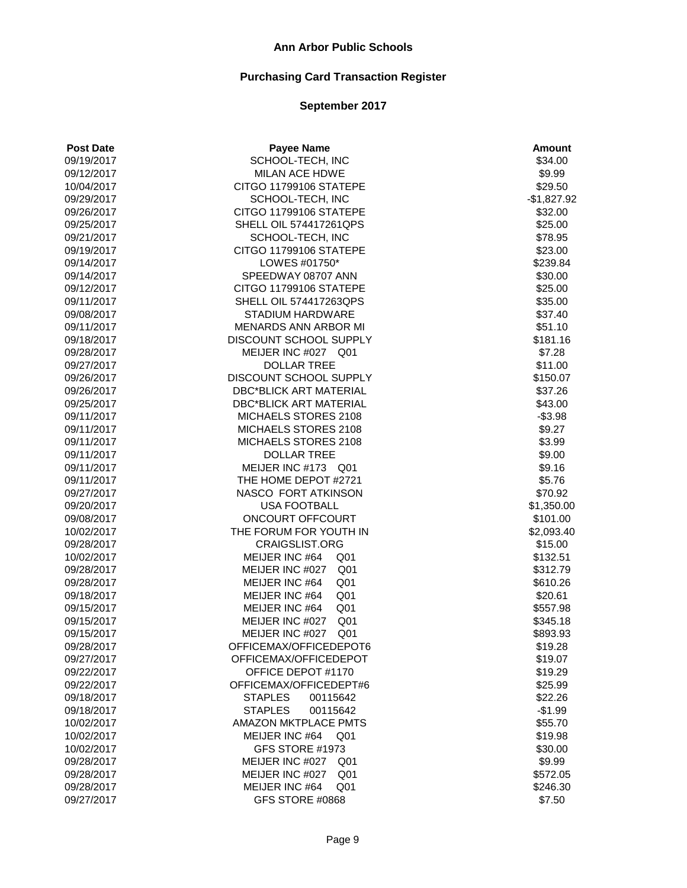# Ann Arbor Public Schools

## Purchasing Card Transaction Register

### September 2017

| Post Date | Payee Name | Amount |
|---|---|---|
| 09/19/2017 | SCHOOL-TECH, INC | $34.00 |
| 09/12/2017 | MILAN ACE HDWE | $9.99 |
| 10/04/2017 | CITGO 11799106 STATEPE | $29.50 |
| 09/29/2017 | SCHOOL-TECH, INC | -$1,827.92 |
| 09/26/2017 | CITGO 11799106 STATEPE | $32.00 |
| 09/25/2017 | SHELL OIL 574417261QPS | $25.00 |
| 09/21/2017 | SCHOOL-TECH, INC | $78.95 |
| 09/19/2017 | CITGO 11799106 STATEPE | $23.00 |
| 09/14/2017 | LOWES #01750* | $239.84 |
| 09/14/2017 | SPEEDWAY 08707 ANN | $30.00 |
| 09/12/2017 | CITGO 11799106 STATEPE | $25.00 |
| 09/11/2017 | SHELL OIL 574417263QPS | $35.00 |
| 09/08/2017 | STADIUM HARDWARE | $37.40 |
| 09/11/2017 | MENARDS ANN ARBOR MI | $51.10 |
| 09/18/2017 | DISCOUNT SCHOOL SUPPLY | $181.16 |
| 09/28/2017 | MEIJER INC #027 Q01 | $7.28 |
| 09/27/2017 | DOLLAR TREE | $11.00 |
| 09/26/2017 | DISCOUNT SCHOOL SUPPLY | $150.07 |
| 09/26/2017 | DBC*BLICK ART MATERIAL | $37.26 |
| 09/25/2017 | DBC*BLICK ART MATERIAL | $43.00 |
| 09/11/2017 | MICHAELS STORES 2108 | -$3.98 |
| 09/11/2017 | MICHAELS STORES 2108 | $9.27 |
| 09/11/2017 | MICHAELS STORES 2108 | $3.99 |
| 09/11/2017 | DOLLAR TREE | $9.00 |
| 09/11/2017 | MEIJER INC #173 Q01 | $9.16 |
| 09/11/2017 | THE HOME DEPOT #2721 | $5.76 |
| 09/27/2017 | NASCO FORT ATKINSON | $70.92 |
| 09/20/2017 | USA FOOTBALL | $1,350.00 |
| 09/08/2017 | ONCOURT OFFCOURT | $101.00 |
| 10/02/2017 | THE FORUM FOR YOUTH IN | $2,093.40 |
| 09/28/2017 | CRAIGSLIST.ORG | $15.00 |
| 10/02/2017 | MEIJER INC #64 Q01 | $132.51 |
| 09/28/2017 | MEIJER INC #027 Q01 | $312.79 |
| 09/28/2017 | MEIJER INC #64 Q01 | $610.26 |
| 09/18/2017 | MEIJER INC #64 Q01 | $20.61 |
| 09/15/2017 | MEIJER INC #64 Q01 | $557.98 |
| 09/15/2017 | MEIJER INC #027 Q01 | $345.18 |
| 09/15/2017 | MEIJER INC #027 Q01 | $893.93 |
| 09/28/2017 | OFFICEMAX/OFFICEDEPOT6 | $19.28 |
| 09/27/2017 | OFFICEMAX/OFFICEDEPOT | $19.07 |
| 09/22/2017 | OFFICE DEPOT #1170 | $19.29 |
| 09/22/2017 | OFFICEMAX/OFFICEDEPT#6 | $25.99 |
| 09/18/2017 | STAPLES 00115642 | $22.26 |
| 09/18/2017 | STAPLES 00115642 | -$1.99 |
| 10/02/2017 | AMAZON MKTPLACE PMTS | $55.70 |
| 10/02/2017 | MEIJER INC #64 Q01 | $19.98 |
| 10/02/2017 | GFS STORE #1973 | $30.00 |
| 09/28/2017 | MEIJER INC #027 Q01 | $9.99 |
| 09/28/2017 | MEIJER INC #027 Q01 | $572.05 |
| 09/28/2017 | MEIJER INC #64 Q01 | $246.30 |
| 09/27/2017 | GFS STORE #0868 | $7.50 |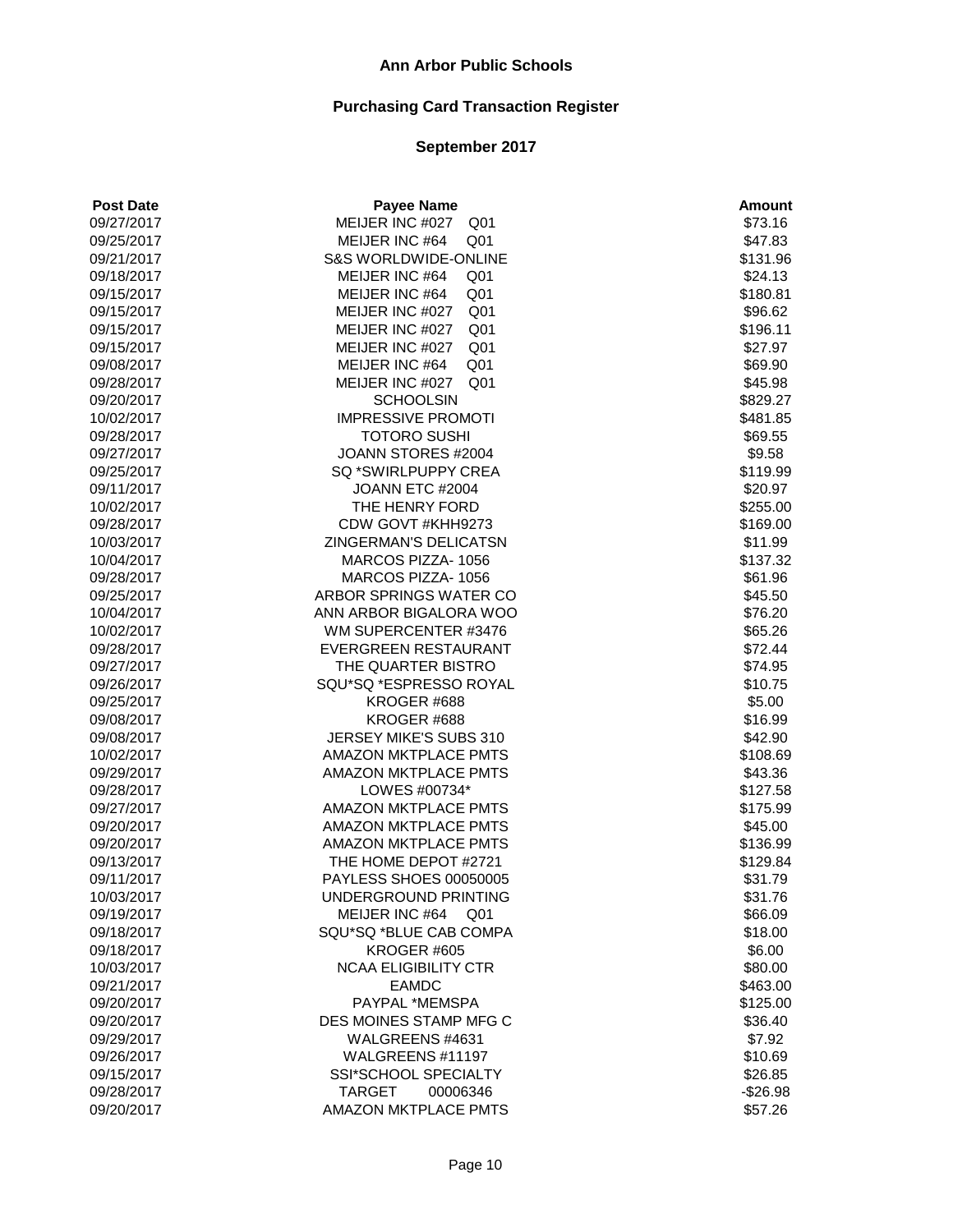# Ann Arbor Public Schools

## Purchasing Card Transaction Register

### September 2017

| Post Date | Payee Name | Amount |
|---|---|---|
| 09/27/2017 | MEIJER INC #027 Q01 | $73.16 |
| 09/25/2017 | MEIJER INC #64 Q01 | $47.83 |
| 09/21/2017 | S&S WORLDWIDE-ONLINE | $131.96 |
| 09/18/2017 | MEIJER INC #64 Q01 | $24.13 |
| 09/15/2017 | MEIJER INC #64 Q01 | $180.81 |
| 09/15/2017 | MEIJER INC #027 Q01 | $96.62 |
| 09/15/2017 | MEIJER INC #027 Q01 | $196.11 |
| 09/15/2017 | MEIJER INC #027 Q01 | $27.97 |
| 09/08/2017 | MEIJER INC #64 Q01 | $69.90 |
| 09/28/2017 | MEIJER INC #027 Q01 | $45.98 |
| 09/20/2017 | SCHOOLSIN | $829.27 |
| 10/02/2017 | IMPRESSIVE PROMOTI | $481.85 |
| 09/28/2017 | TOTORO SUSHI | $69.55 |
| 09/27/2017 | JOANN STORES #2004 | $9.58 |
| 09/25/2017 | SQ *SWIRLPUPPY CREA | $119.99 |
| 09/11/2017 | JOANN ETC #2004 | $20.97 |
| 10/02/2017 | THE HENRY FORD | $255.00 |
| 09/28/2017 | CDW GOVT #KHH9273 | $169.00 |
| 10/03/2017 | ZINGERMAN'S DELICATSN | $11.99 |
| 10/04/2017 | MARCOS PIZZA- 1056 | $137.32 |
| 09/28/2017 | MARCOS PIZZA- 1056 | $61.96 |
| 09/25/2017 | ARBOR SPRINGS WATER CO | $45.50 |
| 10/04/2017 | ANN ARBOR BIGALORA WOO | $76.20 |
| 10/02/2017 | WM SUPERCENTER #3476 | $65.26 |
| 09/28/2017 | EVERGREEN RESTAURANT | $72.44 |
| 09/27/2017 | THE QUARTER BISTRO | $74.95 |
| 09/26/2017 | SQU*SQ *ESPRESSO ROYAL | $10.75 |
| 09/25/2017 | KROGER #688 | $5.00 |
| 09/08/2017 | KROGER #688 | $16.99 |
| 09/08/2017 | JERSEY MIKE'S SUBS 310 | $42.90 |
| 10/02/2017 | AMAZON MKTPLACE PMTS | $108.69 |
| 09/29/2017 | AMAZON MKTPLACE PMTS | $43.36 |
| 09/28/2017 | LOWES #00734* | $127.58 |
| 09/27/2017 | AMAZON MKTPLACE PMTS | $175.99 |
| 09/20/2017 | AMAZON MKTPLACE PMTS | $45.00 |
| 09/20/2017 | AMAZON MKTPLACE PMTS | $136.99 |
| 09/13/2017 | THE HOME DEPOT #2721 | $129.84 |
| 09/11/2017 | PAYLESS SHOES 00050005 | $31.79 |
| 10/03/2017 | UNDERGROUND PRINTING | $31.76 |
| 09/19/2017 | MEIJER INC #64 Q01 | $66.09 |
| 09/18/2017 | SQU*SQ *BLUE CAB COMPA | $18.00 |
| 09/18/2017 | KROGER #605 | $6.00 |
| 10/03/2017 | NCAA ELIGIBILITY CTR | $80.00 |
| 09/21/2017 | EAMDC | $463.00 |
| 09/20/2017 | PAYPAL *MEMSPA | $125.00 |
| 09/20/2017 | DES MOINES STAMP MFG C | $36.40 |
| 09/29/2017 | WALGREENS #4631 | $7.92 |
| 09/26/2017 | WALGREENS #11197 | $10.69 |
| 09/15/2017 | SSI*SCHOOL SPECIALTY | $26.85 |
| 09/28/2017 | TARGET 00006346 | -$26.98 |
| 09/20/2017 | AMAZON MKTPLACE PMTS | $57.26 |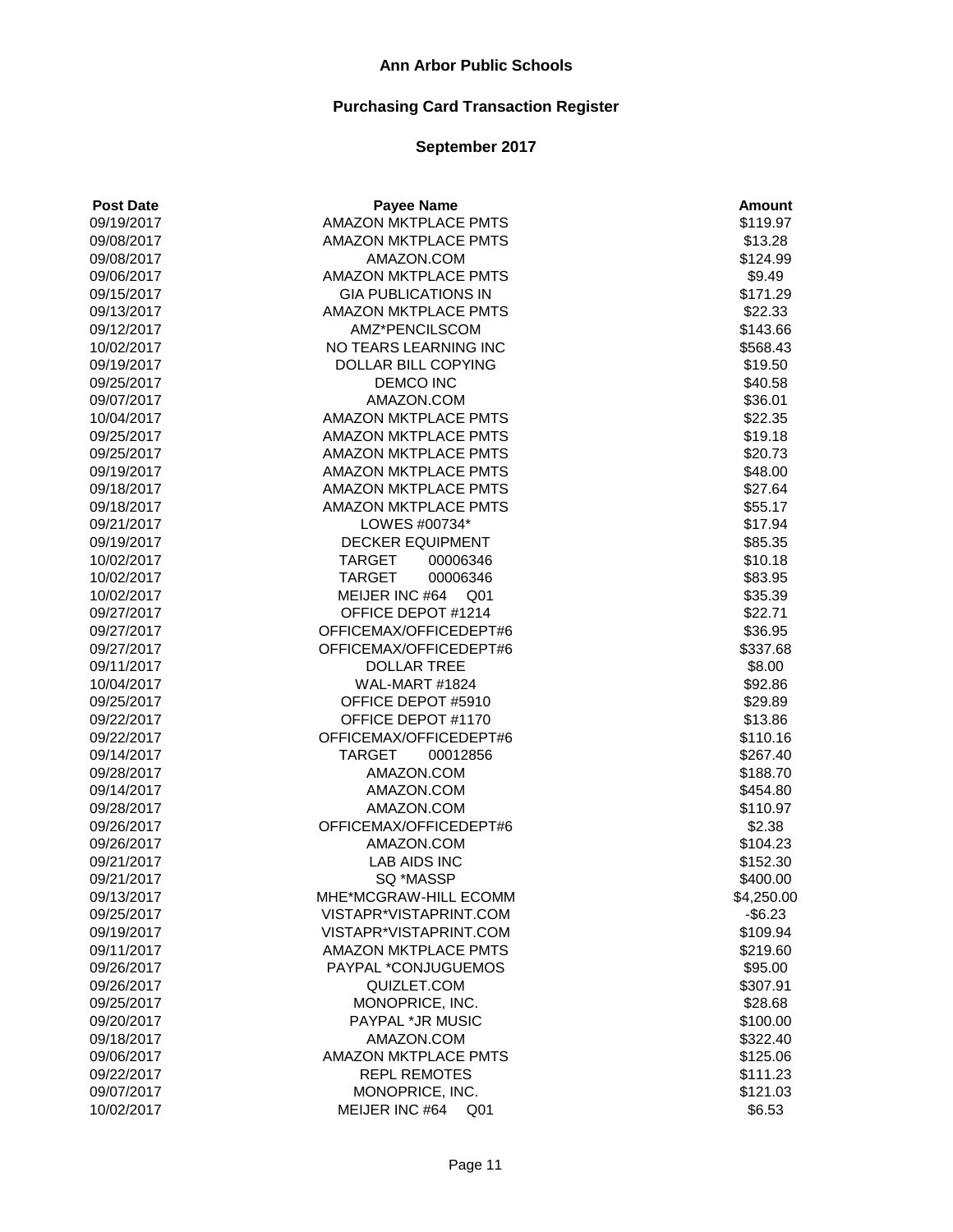# Ann Arbor Public Schools

## Purchasing Card Transaction Register

### September 2017

| Post Date | Payee Name | Amount |
|---|---|---|
| 09/19/2017 | AMAZON MKTPLACE PMTS | $119.97 |
| 09/08/2017 | AMAZON MKTPLACE PMTS | $13.28 |
| 09/08/2017 | AMAZON.COM | $124.99 |
| 09/06/2017 | AMAZON MKTPLACE PMTS | $9.49 |
| 09/15/2017 | GIA PUBLICATIONS IN | $171.29 |
| 09/13/2017 | AMAZON MKTPLACE PMTS | $22.33 |
| 09/12/2017 | AMZ*PENCILSCOM | $143.66 |
| 10/02/2017 | NO TEARS LEARNING INC | $568.43 |
| 09/19/2017 | DOLLAR BILL COPYING | $19.50 |
| 09/25/2017 | DEMCO INC | $40.58 |
| 09/07/2017 | AMAZON.COM | $36.01 |
| 10/04/2017 | AMAZON MKTPLACE PMTS | $22.35 |
| 09/25/2017 | AMAZON MKTPLACE PMTS | $19.18 |
| 09/25/2017 | AMAZON MKTPLACE PMTS | $20.73 |
| 09/19/2017 | AMAZON MKTPLACE PMTS | $48.00 |
| 09/18/2017 | AMAZON MKTPLACE PMTS | $27.64 |
| 09/18/2017 | AMAZON MKTPLACE PMTS | $55.17 |
| 09/21/2017 | LOWES #00734* | $17.94 |
| 09/19/2017 | DECKER EQUIPMENT | $85.35 |
| 10/02/2017 | TARGET 00006346 | $10.18 |
| 10/02/2017 | TARGET 00006346 | $83.95 |
| 10/02/2017 | MEIJER INC #64 Q01 | $35.39 |
| 09/27/2017 | OFFICE DEPOT #1214 | $22.71 |
| 09/27/2017 | OFFICEMAX/OFFICEDEPT#6 | $36.95 |
| 09/27/2017 | OFFICEMAX/OFFICEDEPT#6 | $337.68 |
| 09/11/2017 | DOLLAR TREE | $8.00 |
| 10/04/2017 | WAL-MART #1824 | $92.86 |
| 09/25/2017 | OFFICE DEPOT #5910 | $29.89 |
| 09/22/2017 | OFFICE DEPOT #1170 | $13.86 |
| 09/22/2017 | OFFICEMAX/OFFICEDEPT#6 | $110.16 |
| 09/14/2017 | TARGET 00012856 | $267.40 |
| 09/28/2017 | AMAZON.COM | $188.70 |
| 09/14/2017 | AMAZON.COM | $454.80 |
| 09/28/2017 | AMAZON.COM | $110.97 |
| 09/26/2017 | OFFICEMAX/OFFICEDEPT#6 | $2.38 |
| 09/26/2017 | AMAZON.COM | $104.23 |
| 09/21/2017 | LAB AIDS INC | $152.30 |
| 09/21/2017 | SQ *MASSP | $400.00 |
| 09/13/2017 | MHE*MCGRAW-HILL ECOMM | $4,250.00 |
| 09/25/2017 | VISTAPR*VISTAPRINT.COM | -$6.23 |
| 09/19/2017 | VISTAPR*VISTAPRINT.COM | $109.94 |
| 09/11/2017 | AMAZON MKTPLACE PMTS | $219.60 |
| 09/26/2017 | PAYPAL *CONJUGUEMOS | $95.00 |
| 09/26/2017 | QUIZLET.COM | $307.91 |
| 09/25/2017 | MONOPRICE, INC. | $28.68 |
| 09/20/2017 | PAYPAL *JR MUSIC | $100.00 |
| 09/18/2017 | AMAZON.COM | $322.40 |
| 09/06/2017 | AMAZON MKTPLACE PMTS | $125.06 |
| 09/22/2017 | REPL REMOTES | $111.23 |
| 09/07/2017 | MONOPRICE, INC. | $121.03 |
| 10/02/2017 | MEIJER INC #64 Q01 | $6.53 |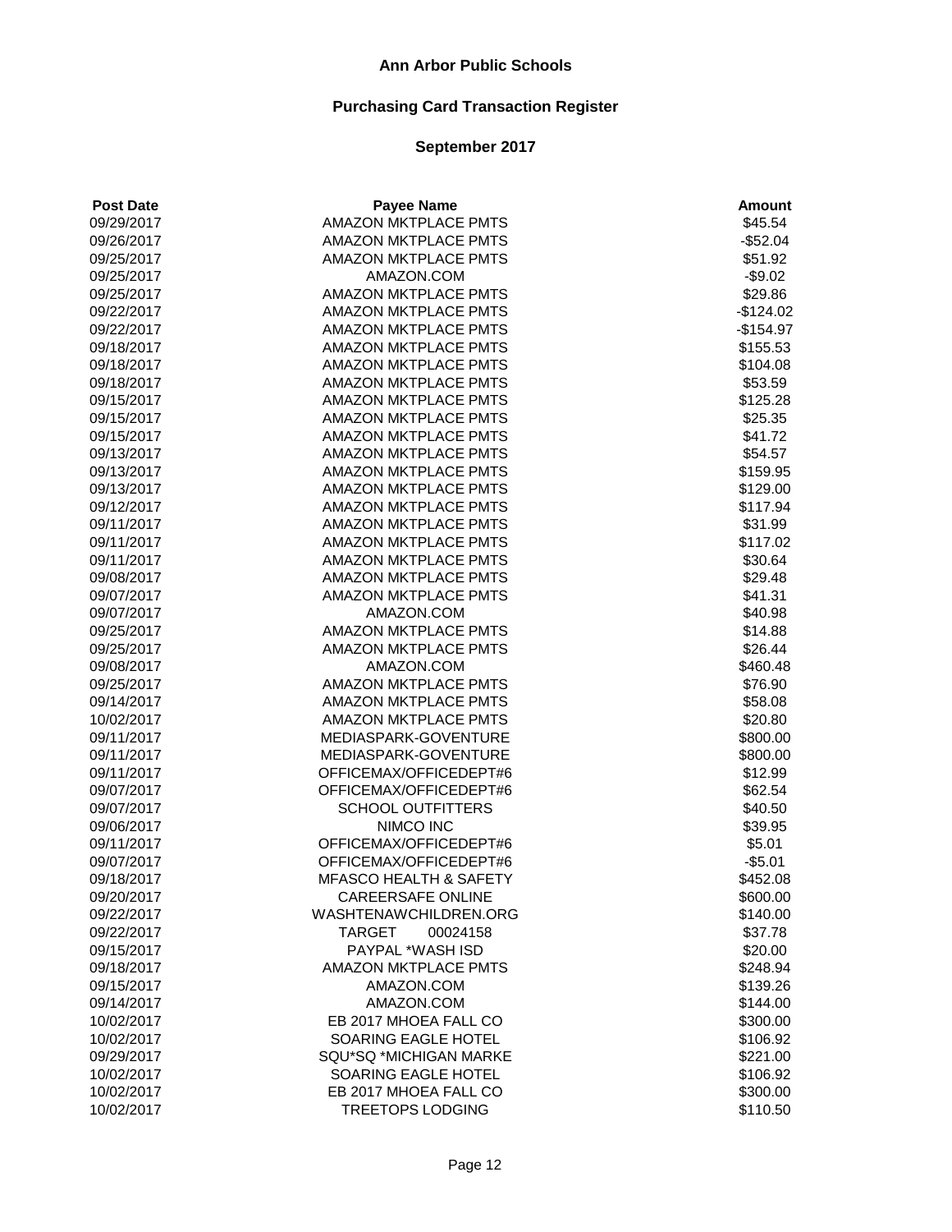# Ann Arbor Public Schools

## Purchasing Card Transaction Register

### September 2017

| Post Date | Payee Name | Amount |
|---|---|---|
| 09/29/2017 | AMAZON MKTPLACE PMTS | $45.54 |
| 09/26/2017 | AMAZON MKTPLACE PMTS | -$52.04 |
| 09/25/2017 | AMAZON MKTPLACE PMTS | $51.92 |
| 09/25/2017 | AMAZON.COM | -$9.02 |
| 09/25/2017 | AMAZON MKTPLACE PMTS | $29.86 |
| 09/22/2017 | AMAZON MKTPLACE PMTS | -$124.02 |
| 09/22/2017 | AMAZON MKTPLACE PMTS | -$154.97 |
| 09/18/2017 | AMAZON MKTPLACE PMTS | $155.53 |
| 09/18/2017 | AMAZON MKTPLACE PMTS | $104.08 |
| 09/18/2017 | AMAZON MKTPLACE PMTS | $53.59 |
| 09/15/2017 | AMAZON MKTPLACE PMTS | $125.28 |
| 09/15/2017 | AMAZON MKTPLACE PMTS | $25.35 |
| 09/15/2017 | AMAZON MKTPLACE PMTS | $41.72 |
| 09/13/2017 | AMAZON MKTPLACE PMTS | $54.57 |
| 09/13/2017 | AMAZON MKTPLACE PMTS | $159.95 |
| 09/13/2017 | AMAZON MKTPLACE PMTS | $129.00 |
| 09/12/2017 | AMAZON MKTPLACE PMTS | $117.94 |
| 09/11/2017 | AMAZON MKTPLACE PMTS | $31.99 |
| 09/11/2017 | AMAZON MKTPLACE PMTS | $117.02 |
| 09/11/2017 | AMAZON MKTPLACE PMTS | $30.64 |
| 09/08/2017 | AMAZON MKTPLACE PMTS | $29.48 |
| 09/07/2017 | AMAZON MKTPLACE PMTS | $41.31 |
| 09/07/2017 | AMAZON.COM | $40.98 |
| 09/25/2017 | AMAZON MKTPLACE PMTS | $14.88 |
| 09/25/2017 | AMAZON MKTPLACE PMTS | $26.44 |
| 09/08/2017 | AMAZON.COM | $460.48 |
| 09/25/2017 | AMAZON MKTPLACE PMTS | $76.90 |
| 09/14/2017 | AMAZON MKTPLACE PMTS | $58.08 |
| 10/02/2017 | AMAZON MKTPLACE PMTS | $20.80 |
| 09/11/2017 | MEDIASPARK-GOVENTURE | $800.00 |
| 09/11/2017 | MEDIASPARK-GOVENTURE | $800.00 |
| 09/11/2017 | OFFICEMAX/OFFICEDEPT#6 | $12.99 |
| 09/07/2017 | OFFICEMAX/OFFICEDEPT#6 | $62.54 |
| 09/07/2017 | SCHOOL OUTFITTERS | $40.50 |
| 09/06/2017 | NIMCO INC | $39.95 |
| 09/11/2017 | OFFICEMAX/OFFICEDEPT#6 | $5.01 |
| 09/07/2017 | OFFICEMAX/OFFICEDEPT#6 | -$5.01 |
| 09/18/2017 | MFASCO HEALTH & SAFETY | $452.08 |
| 09/20/2017 | CAREERSAFE ONLINE | $600.00 |
| 09/22/2017 | WASHTENAWCHILDREN.ORG | $140.00 |
| 09/22/2017 | TARGET 00024158 | $37.78 |
| 09/15/2017 | PAYPAL *WASH ISD | $20.00 |
| 09/18/2017 | AMAZON MKTPLACE PMTS | $248.94 |
| 09/15/2017 | AMAZON.COM | $139.26 |
| 09/14/2017 | AMAZON.COM | $144.00 |
| 10/02/2017 | EB 2017 MHOEA FALL CO | $300.00 |
| 10/02/2017 | SOARING EAGLE HOTEL | $106.92 |
| 09/29/2017 | SQU*SQ *MICHIGAN MARKE | $221.00 |
| 10/02/2017 | SOARING EAGLE HOTEL | $106.92 |
| 10/02/2017 | EB 2017 MHOEA FALL CO | $300.00 |
| 10/02/2017 | TREETOPS LODGING | $110.50 |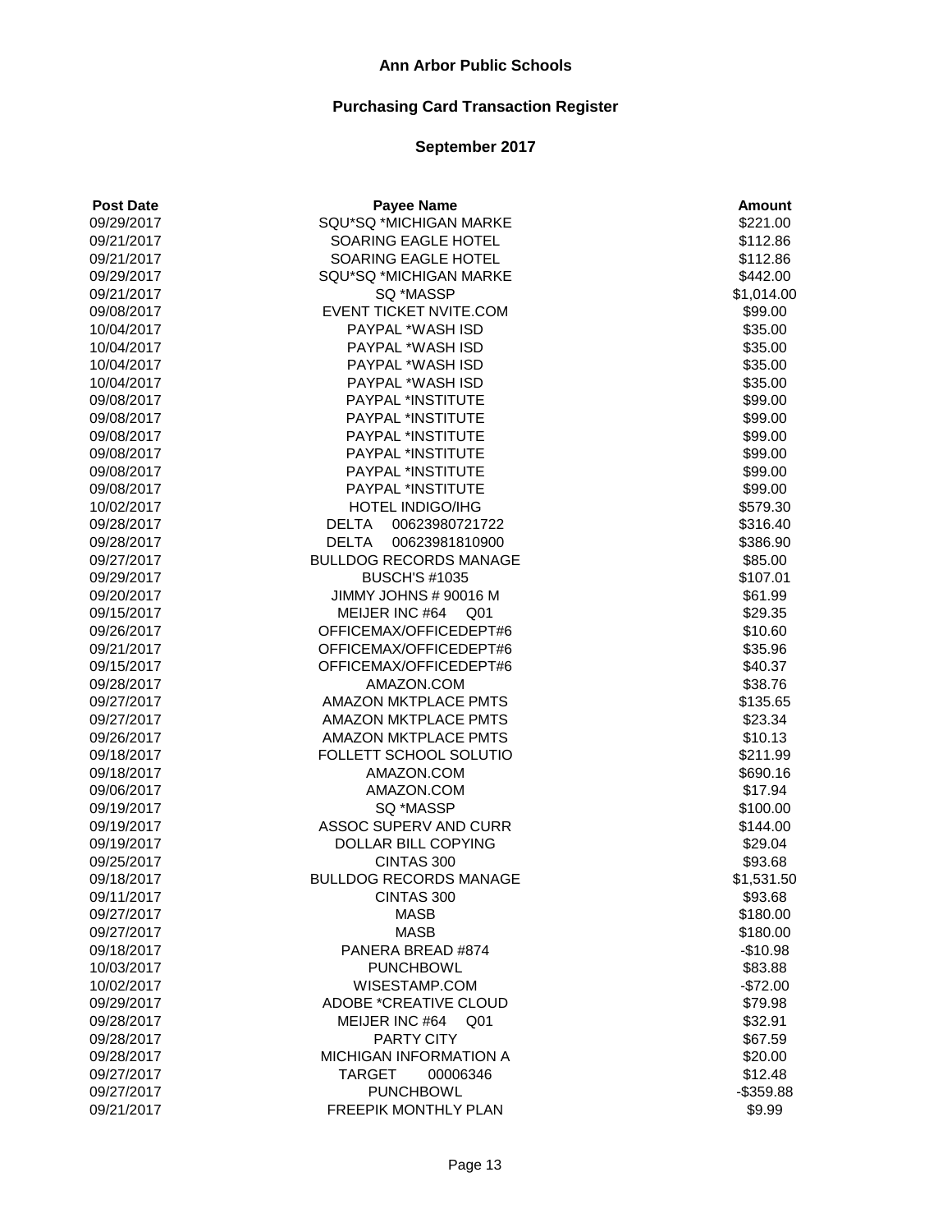# Ann Arbor Public Schools

## Purchasing Card Transaction Register

### September 2017

| Post Date | Payee Name | Amount |
|---|---|---|
| 09/29/2017 | SQU*SQ *MICHIGAN MARKE | $221.00 |
| 09/21/2017 | SOARING EAGLE HOTEL | $112.86 |
| 09/21/2017 | SOARING EAGLE HOTEL | $112.86 |
| 09/29/2017 | SQU*SQ *MICHIGAN MARKE | $442.00 |
| 09/21/2017 | SQ *MASSP | $1,014.00 |
| 09/08/2017 | EVENT TICKET NVITE.COM | $99.00 |
| 10/04/2017 | PAYPAL *WASH ISD | $35.00 |
| 10/04/2017 | PAYPAL *WASH ISD | $35.00 |
| 10/04/2017 | PAYPAL *WASH ISD | $35.00 |
| 10/04/2017 | PAYPAL *WASH ISD | $35.00 |
| 09/08/2017 | PAYPAL *INSTITUTE | $99.00 |
| 09/08/2017 | PAYPAL *INSTITUTE | $99.00 |
| 09/08/2017 | PAYPAL *INSTITUTE | $99.00 |
| 09/08/2017 | PAYPAL *INSTITUTE | $99.00 |
| 09/08/2017 | PAYPAL *INSTITUTE | $99.00 |
| 09/08/2017 | PAYPAL *INSTITUTE | $99.00 |
| 10/02/2017 | HOTEL INDIGO/IHG | $579.30 |
| 09/28/2017 | DELTA 00623980721722 | $316.40 |
| 09/28/2017 | DELTA 00623981810900 | $386.90 |
| 09/27/2017 | BULLDOG RECORDS MANAGE | $85.00 |
| 09/29/2017 | BUSCH'S #1035 | $107.01 |
| 09/20/2017 | JIMMY JOHNS # 90016 M | $61.99 |
| 09/15/2017 | MEIJER INC #64 Q01 | $29.35 |
| 09/26/2017 | OFFICEMAX/OFFICEDEPT#6 | $10.60 |
| 09/21/2017 | OFFICEMAX/OFFICEDEPT#6 | $35.96 |
| 09/15/2017 | OFFICEMAX/OFFICEDEPT#6 | $40.37 |
| 09/28/2017 | AMAZON.COM | $38.76 |
| 09/27/2017 | AMAZON MKTPLACE PMTS | $135.65 |
| 09/27/2017 | AMAZON MKTPLACE PMTS | $23.34 |
| 09/26/2017 | AMAZON MKTPLACE PMTS | $10.13 |
| 09/18/2017 | FOLLETT SCHOOL SOLUTIO | $211.99 |
| 09/18/2017 | AMAZON.COM | $690.16 |
| 09/06/2017 | AMAZON.COM | $17.94 |
| 09/19/2017 | SQ *MASSP | $100.00 |
| 09/19/2017 | ASSOC SUPERV AND CURR | $144.00 |
| 09/19/2017 | DOLLAR BILL COPYING | $29.04 |
| 09/25/2017 | CINTAS 300 | $93.68 |
| 09/18/2017 | BULLDOG RECORDS MANAGE | $1,531.50 |
| 09/11/2017 | CINTAS 300 | $93.68 |
| 09/27/2017 | MASB | $180.00 |
| 09/27/2017 | MASB | $180.00 |
| 09/18/2017 | PANERA BREAD #874 | -$10.98 |
| 10/03/2017 | PUNCHBOWL | $83.88 |
| 10/02/2017 | WISESTAMP.COM | -$72.00 |
| 09/29/2017 | ADOBE *CREATIVE CLOUD | $79.98 |
| 09/28/2017 | MEIJER INC #64 Q01 | $32.91 |
| 09/28/2017 | PARTY CITY | $67.59 |
| 09/28/2017 | MICHIGAN INFORMATION A | $20.00 |
| 09/27/2017 | TARGET 00006346 | $12.48 |
| 09/27/2017 | PUNCHBOWL | -$359.88 |
| 09/21/2017 | FREEPIK MONTHLY PLAN | $9.99 |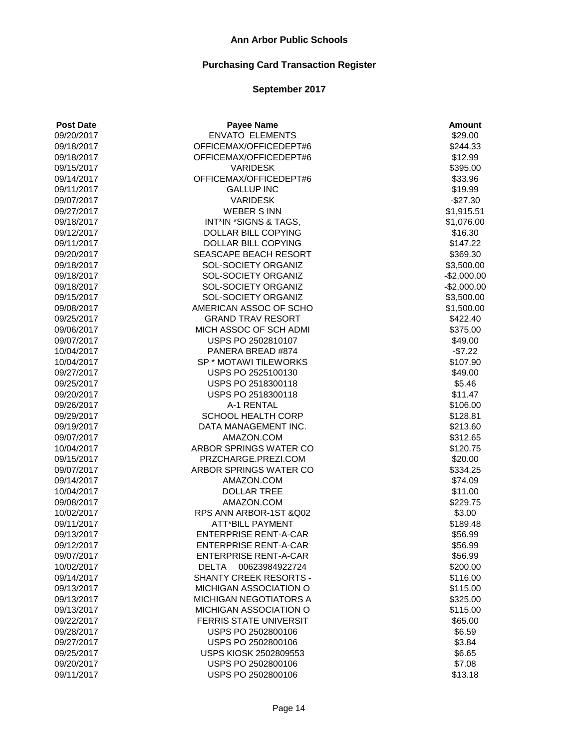# Ann Arbor Public Schools

## Purchasing Card Transaction Register

### September 2017

| Post Date | Payee Name | Amount |
|---|---|---|
| 09/20/2017 | ENVATO ELEMENTS | $29.00 |
| 09/18/2017 | OFFICEMAX/OFFICEDEPT#6 | $244.33 |
| 09/18/2017 | OFFICEMAX/OFFICEDEPT#6 | $12.99 |
| 09/15/2017 | VARIDESK | $395.00 |
| 09/14/2017 | OFFICEMAX/OFFICEDEPT#6 | $33.96 |
| 09/11/2017 | GALLUP INC | $19.99 |
| 09/07/2017 | VARIDESK | -$27.30 |
| 09/27/2017 | WEBER S INN | $1,915.51 |
| 09/18/2017 | INT*IN *SIGNS & TAGS, | $1,076.00 |
| 09/12/2017 | DOLLAR BILL COPYING | $16.30 |
| 09/11/2017 | DOLLAR BILL COPYING | $147.22 |
| 09/20/2017 | SEASCAPE BEACH RESORT | $369.30 |
| 09/18/2017 | SOL-SOCIETY ORGANIZ | $3,500.00 |
| 09/18/2017 | SOL-SOCIETY ORGANIZ | -$2,000.00 |
| 09/18/2017 | SOL-SOCIETY ORGANIZ | -$2,000.00 |
| 09/15/2017 | SOL-SOCIETY ORGANIZ | $3,500.00 |
| 09/08/2017 | AMERICAN ASSOC OF SCHO | $1,500.00 |
| 09/25/2017 | GRAND TRAV RESORT | $422.40 |
| 09/06/2017 | MICH ASSOC OF SCH ADMI | $375.00 |
| 09/07/2017 | USPS PO 2502810107 | $49.00 |
| 10/04/2017 | PANERA BREAD #874 | -$7.22 |
| 10/04/2017 | SP * MOTAWI TILEWORKS | $107.90 |
| 09/27/2017 | USPS PO 2525100130 | $49.00 |
| 09/25/2017 | USPS PO 2518300118 | $5.46 |
| 09/20/2017 | USPS PO 2518300118 | $11.47 |
| 09/26/2017 | A-1 RENTAL | $106.00 |
| 09/29/2017 | SCHOOL HEALTH CORP | $128.81 |
| 09/19/2017 | DATA MANAGEMENT INC. | $213.60 |
| 09/07/2017 | AMAZON.COM | $312.65 |
| 10/04/2017 | ARBOR SPRINGS WATER CO | $120.75 |
| 09/15/2017 | PRZCHARGE.PREZI.COM | $20.00 |
| 09/07/2017 | ARBOR SPRINGS WATER CO | $334.25 |
| 09/14/2017 | AMAZON.COM | $74.09 |
| 10/04/2017 | DOLLAR TREE | $11.00 |
| 09/08/2017 | AMAZON.COM | $229.75 |
| 10/02/2017 | RPS ANN ARBOR-1ST &Q02 | $3.00 |
| 09/11/2017 | ATT*BILL PAYMENT | $189.48 |
| 09/13/2017 | ENTERPRISE RENT-A-CAR | $56.99 |
| 09/12/2017 | ENTERPRISE RENT-A-CAR | $56.99 |
| 09/07/2017 | ENTERPRISE RENT-A-CAR | $56.99 |
| 10/02/2017 | DELTA 00623984922724 | $200.00 |
| 09/14/2017 | SHANTY CREEK RESORTS - | $116.00 |
| 09/13/2017 | MICHIGAN ASSOCIATION O | $115.00 |
| 09/13/2017 | MICHIGAN NEGOTIATORS A | $325.00 |
| 09/13/2017 | MICHIGAN ASSOCIATION O | $115.00 |
| 09/22/2017 | FERRIS STATE UNIVERSIT | $65.00 |
| 09/28/2017 | USPS PO 2502800106 | $6.59 |
| 09/27/2017 | USPS PO 2502800106 | $3.84 |
| 09/25/2017 | USPS KIOSK 2502809553 | $6.65 |
| 09/20/2017 | USPS PO 2502800106 | $7.08 |
| 09/11/2017 | USPS PO 2502800106 | $13.18 |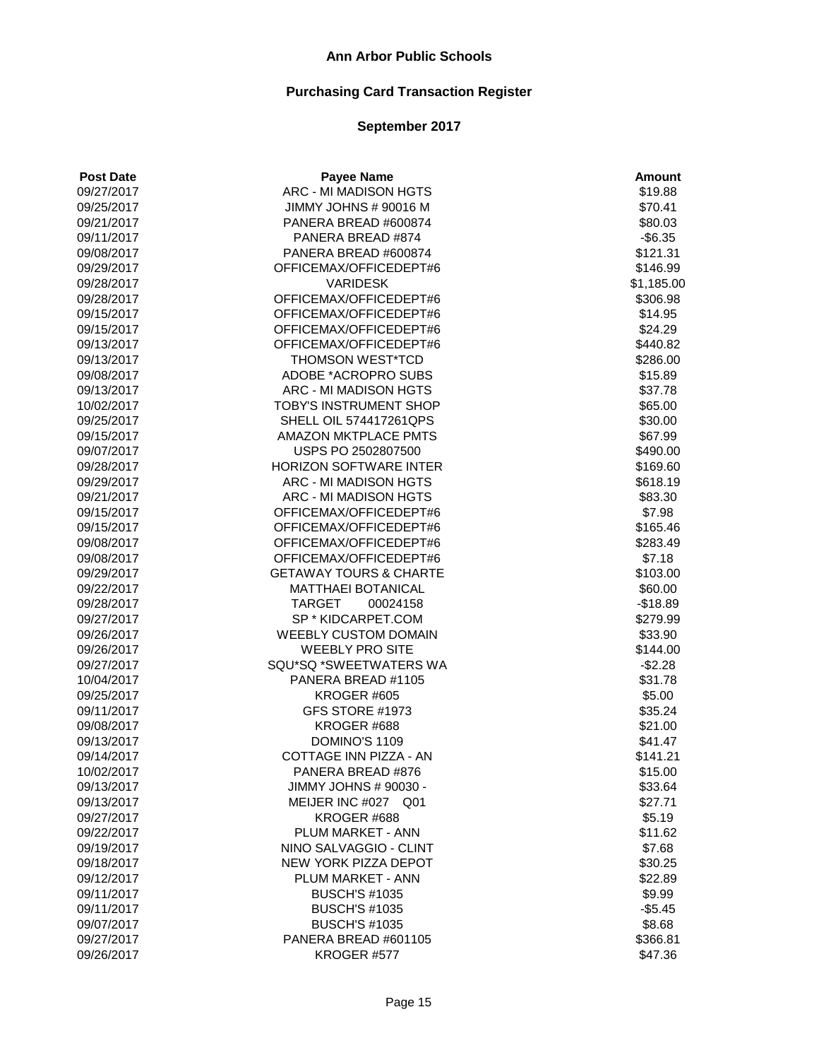# Ann Arbor Public Schools

## Purchasing Card Transaction Register

### September 2017

| Post Date | Payee Name | Amount |
|---|---|---|
| 09/27/2017 | ARC - MI MADISON HGTS | $19.88 |
| 09/25/2017 | JIMMY JOHNS # 90016 M | $70.41 |
| 09/21/2017 | PANERA BREAD #600874 | $80.03 |
| 09/11/2017 | PANERA BREAD #874 | -$6.35 |
| 09/08/2017 | PANERA BREAD #600874 | $121.31 |
| 09/29/2017 | OFFICEMAX/OFFICEDEPT#6 | $146.99 |
| 09/28/2017 | VARIDESK | $1,185.00 |
| 09/28/2017 | OFFICEMAX/OFFICEDEPT#6 | $306.98 |
| 09/15/2017 | OFFICEMAX/OFFICEDEPT#6 | $14.95 |
| 09/15/2017 | OFFICEMAX/OFFICEDEPT#6 | $24.29 |
| 09/13/2017 | OFFICEMAX/OFFICEDEPT#6 | $440.82 |
| 09/13/2017 | THOMSON WEST*TCD | $286.00 |
| 09/08/2017 | ADOBE *ACROPRO SUBS | $15.89 |
| 09/13/2017 | ARC - MI MADISON HGTS | $37.78 |
| 10/02/2017 | TOBY'S INSTRUMENT SHOP | $65.00 |
| 09/25/2017 | SHELL OIL 574417261QPS | $30.00 |
| 09/15/2017 | AMAZON MKTPLACE PMTS | $67.99 |
| 09/07/2017 | USPS PO 2502807500 | $490.00 |
| 09/28/2017 | HORIZON SOFTWARE INTER | $169.60 |
| 09/29/2017 | ARC - MI MADISON HGTS | $618.19 |
| 09/21/2017 | ARC - MI MADISON HGTS | $83.30 |
| 09/15/2017 | OFFICEMAX/OFFICEDEPT#6 | $7.98 |
| 09/15/2017 | OFFICEMAX/OFFICEDEPT#6 | $165.46 |
| 09/08/2017 | OFFICEMAX/OFFICEDEPT#6 | $283.49 |
| 09/08/2017 | OFFICEMAX/OFFICEDEPT#6 | $7.18 |
| 09/29/2017 | GETAWAY TOURS & CHARTE | $103.00 |
| 09/22/2017 | MATTHAEI BOTANICAL | $60.00 |
| 09/28/2017 | TARGET 00024158 | -$18.89 |
| 09/27/2017 | SP * KIDCARPET.COM | $279.99 |
| 09/26/2017 | WEEBLY CUSTOM DOMAIN | $33.90 |
| 09/26/2017 | WEEBLY PRO SITE | $144.00 |
| 09/27/2017 | SQU*SQ *SWEETWATERS WA | -$2.28 |
| 10/04/2017 | PANERA BREAD #1105 | $31.78 |
| 09/25/2017 | KROGER #605 | $5.00 |
| 09/11/2017 | GFS STORE #1973 | $35.24 |
| 09/08/2017 | KROGER #688 | $21.00 |
| 09/13/2017 | DOMINO'S 1109 | $41.47 |
| 09/14/2017 | COTTAGE INN PIZZA - AN | $141.21 |
| 10/02/2017 | PANERA BREAD #876 | $15.00 |
| 09/13/2017 | JIMMY JOHNS # 90030 - | $33.64 |
| 09/13/2017 | MEIJER INC #027 Q01 | $27.71 |
| 09/27/2017 | KROGER #688 | $5.19 |
| 09/22/2017 | PLUM MARKET - ANN | $11.62 |
| 09/19/2017 | NINO SALVAGGIO - CLINT | $7.68 |
| 09/18/2017 | NEW YORK PIZZA DEPOT | $30.25 |
| 09/12/2017 | PLUM MARKET - ANN | $22.89 |
| 09/11/2017 | BUSCH'S #1035 | $9.99 |
| 09/11/2017 | BUSCH'S #1035 | -$5.45 |
| 09/07/2017 | BUSCH'S #1035 | $8.68 |
| 09/27/2017 | PANERA BREAD #601105 | $366.81 |
| 09/26/2017 | KROGER #577 | $47.36 |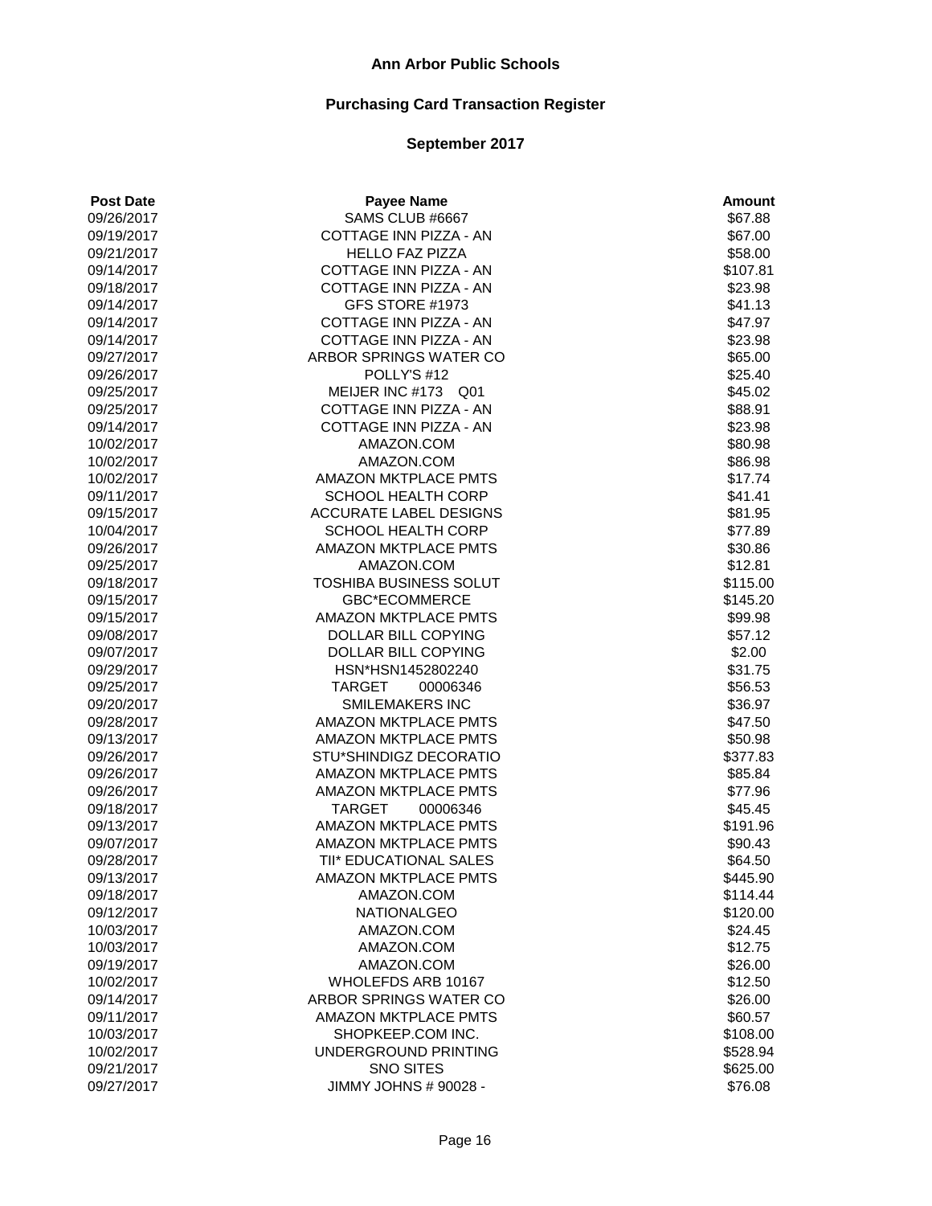# Ann Arbor Public Schools

## Purchasing Card Transaction Register

### September 2017

| Post Date | Payee Name | Amount |
|---|---|---|
| 09/26/2017 | SAMS CLUB #6667 | $67.88 |
| 09/19/2017 | COTTAGE INN PIZZA - AN | $67.00 |
| 09/21/2017 | HELLO FAZ PIZZA | $58.00 |
| 09/14/2017 | COTTAGE INN PIZZA - AN | $107.81 |
| 09/18/2017 | COTTAGE INN PIZZA - AN | $23.98 |
| 09/14/2017 | GFS STORE #1973 | $41.13 |
| 09/14/2017 | COTTAGE INN PIZZA - AN | $47.97 |
| 09/14/2017 | COTTAGE INN PIZZA - AN | $23.98 |
| 09/27/2017 | ARBOR SPRINGS WATER CO | $65.00 |
| 09/26/2017 | POLLY'S #12 | $25.40 |
| 09/25/2017 | MEIJER INC #173 Q01 | $45.02 |
| 09/25/2017 | COTTAGE INN PIZZA - AN | $88.91 |
| 09/14/2017 | COTTAGE INN PIZZA - AN | $23.98 |
| 10/02/2017 | AMAZON.COM | $80.98 |
| 10/02/2017 | AMAZON.COM | $86.98 |
| 10/02/2017 | AMAZON MKTPLACE PMTS | $17.74 |
| 09/11/2017 | SCHOOL HEALTH CORP | $41.41 |
| 09/15/2017 | ACCURATE LABEL DESIGNS | $81.95 |
| 10/04/2017 | SCHOOL HEALTH CORP | $77.89 |
| 09/26/2017 | AMAZON MKTPLACE PMTS | $30.86 |
| 09/25/2017 | AMAZON.COM | $12.81 |
| 09/18/2017 | TOSHIBA BUSINESS SOLUT | $115.00 |
| 09/15/2017 | GBC*ECOMMERCE | $145.20 |
| 09/15/2017 | AMAZON MKTPLACE PMTS | $99.98 |
| 09/08/2017 | DOLLAR BILL COPYING | $57.12 |
| 09/07/2017 | DOLLAR BILL COPYING | $2.00 |
| 09/29/2017 | HSN*HSN1452802240 | $31.75 |
| 09/25/2017 | TARGET 00006346 | $56.53 |
| 09/20/2017 | SMILEMAKERS INC | $36.97 |
| 09/28/2017 | AMAZON MKTPLACE PMTS | $47.50 |
| 09/13/2017 | AMAZON MKTPLACE PMTS | $50.98 |
| 09/26/2017 | STU*SHINDIGZ DECORATIO | $377.83 |
| 09/26/2017 | AMAZON MKTPLACE PMTS | $85.84 |
| 09/26/2017 | AMAZON MKTPLACE PMTS | $77.96 |
| 09/18/2017 | TARGET 00006346 | $45.45 |
| 09/13/2017 | AMAZON MKTPLACE PMTS | $191.96 |
| 09/07/2017 | AMAZON MKTPLACE PMTS | $90.43 |
| 09/28/2017 | TII* EDUCATIONAL SALES | $64.50 |
| 09/13/2017 | AMAZON MKTPLACE PMTS | $445.90 |
| 09/18/2017 | AMAZON.COM | $114.44 |
| 09/12/2017 | NATIONALGEO | $120.00 |
| 10/03/2017 | AMAZON.COM | $24.45 |
| 10/03/2017 | AMAZON.COM | $12.75 |
| 09/19/2017 | AMAZON.COM | $26.00 |
| 10/02/2017 | WHOLEFDS ARB 10167 | $12.50 |
| 09/14/2017 | ARBOR SPRINGS WATER CO | $26.00 |
| 09/11/2017 | AMAZON MKTPLACE PMTS | $60.57 |
| 10/03/2017 | SHOPKEEP.COM INC. | $108.00 |
| 10/02/2017 | UNDERGROUND PRINTING | $528.94 |
| 09/21/2017 | SNO SITES | $625.00 |
| 09/27/2017 | JIMMY JOHNS # 90028 - | $76.08 |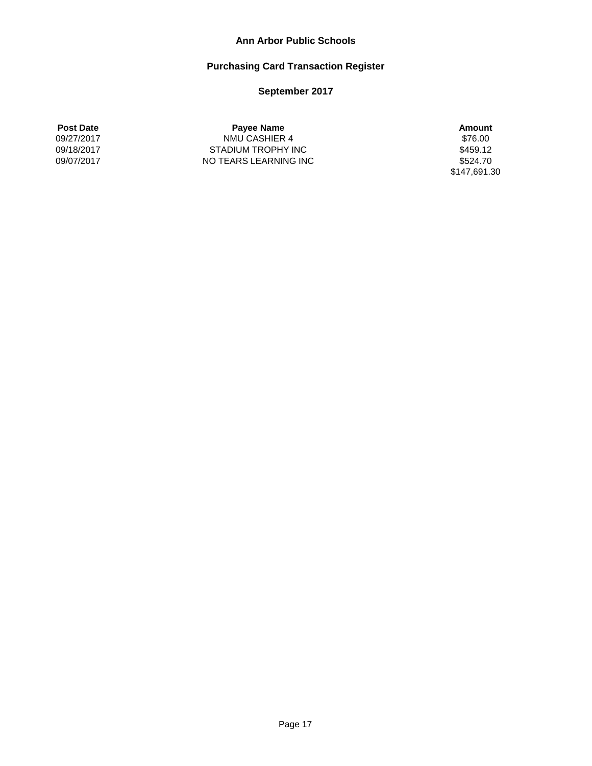# Ann Arbor Public Schools

## Purchasing Card Transaction Register

### September 2017

| Post Date | Payee Name | Amount |
|---|---|---|
| 09/27/2017 | NMU CASHIER 4 | $76.00 |
| 09/18/2017 | STADIUM TROPHY INC | $459.12 |
| 09/07/2017 | NO TEARS LEARNING INC | $524.70 |
| | | $147,691.30 |